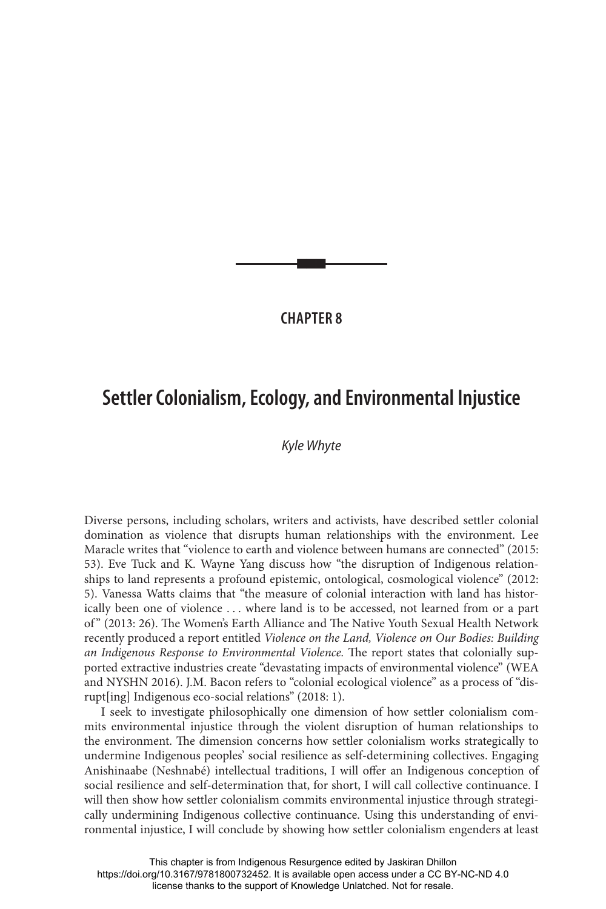CHAPTER 8

# Settler Colonialism, Ecology, and Environmental Injustice

*Kyle Whyte*

Diverse persons, including scholars, writers and activists, have described settler colonial domination as violence that disrupts human relationships with the environment. Lee Maracle writes that "violence to earth and violence between humans are connected" (2015: 53). Eve Tuck and K. Wayne Yang discuss how "the disruption of Indigenous relationships to land represents a profound epistemic, ontological, cosmological violence" (2012: 5). Vanessa Watts claims that "the measure of colonial interaction with land has historically been one of violence . . . where land is to be accessed, not learned from or a part of" (2013: 26). The Women's Earth Alliance and The Native Youth Sexual Health Network recently produced a report entitled *Violence on the Land, Violence on Our Bodies: Building an Indigenous Response to Environmental Violence*. The report states that colonially supported extractive industries create "devastating impacts of environmental violence" (WEA and NYSHN 2016). J.M. Bacon refers to "colonial ecological violence" as a process of "disrupt[ing] Indigenous eco-social relations" (2018: 1).

I seek to investigate philosophically one dimension of how settler colonialism commits environmental injustice through the violent disruption of human relationships to the environment. The dimension concerns how settler colonialism works strategically to undermine Indigenous peoples' social resilience as self-determining collectives. Engaging Anishinaabe (Neshnabé) intellectual traditions, I will offer an Indigenous conception of social resilience and self-determination that, for short, I will call collective continuance. I will then show how settler colonialism commits environmental injustice through strategically undermining Indigenous collective continuance. Using this understanding of environmental injustice, I will conclude by showing how settler colonialism engenders at least

This chapter is from Indigenous Resurgence edited by Jaskiran Dhillon https://doi.org/10.3167/9781800732452. It is available open access under a CC BY-NC-ND 4.0 license thanks to the support of Knowledge Unlatched. Not for resale.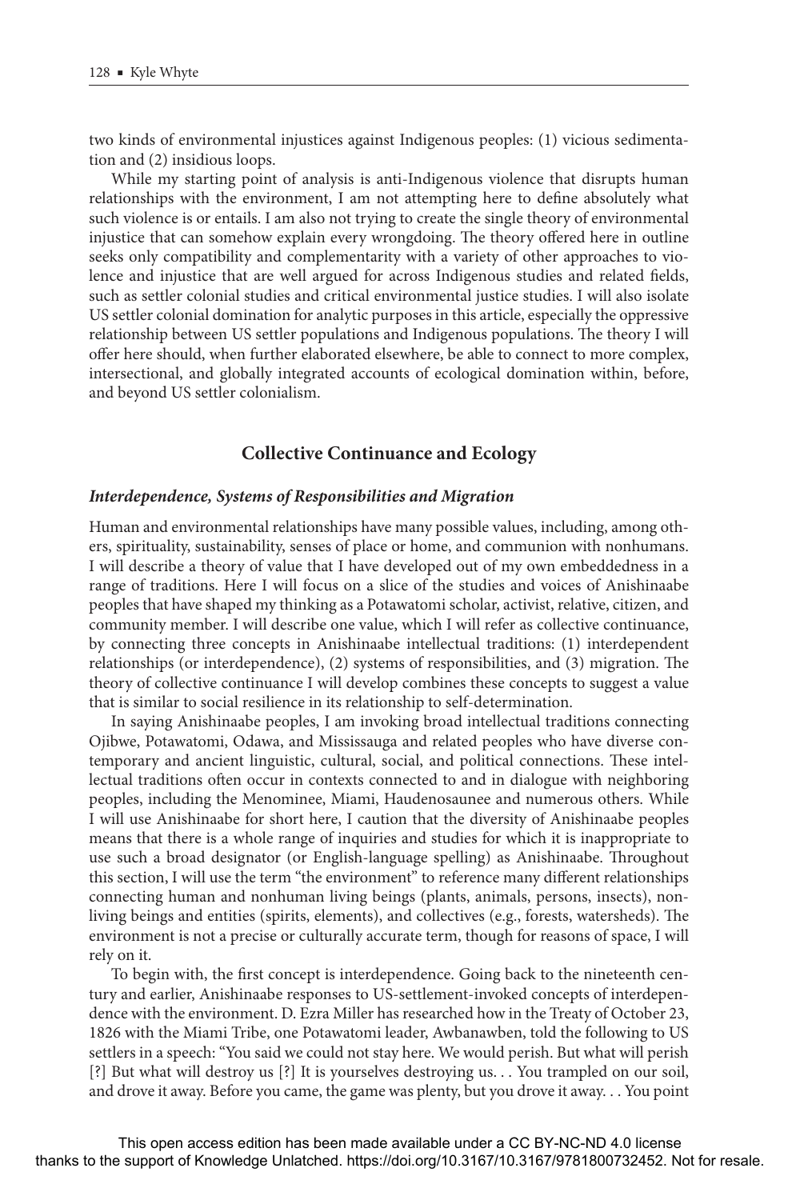two kinds of environmental injustices against Indigenous peoples: (1) vicious sedimentation and (2) insidious loops.

While my starting point of analysis is anti-Indigenous violence that disrupts human relationships with the environment, I am not attempting here to define absolutely what such violence is or entails. I am also not trying to create the single theory of environmental injustice that can somehow explain every wrongdoing. The theory offered here in outline seeks only compatibility and complementarity with a variety of other approaches to violence and injustice that are well argued for across Indigenous studies and related fields, such as settler colonial studies and critical environmental justice studies. I will also isolate US settler colonial domination for analytic purposes in this article, especially the oppressive relationship between US settler populations and Indigenous populations. The theory I will offer here should, when further elaborated elsewhere, be able to connect to more complex, intersectional, and globally integrated accounts of ecological domination within, before, and beyond US settler colonialism.

## Collective Continuance and Ecology

### *Interdependence, Systems of Responsibilities and Migration*

Human and environmental relationships have many possible values, including, among others, spirituality, sustainability, senses of place or home, and communion with nonhumans. I will describe a theory of value that I have developed out of my own embeddedness in a range of traditions. Here I will focus on a slice of the studies and voices of Anishinaabe peoples that have shaped my thinking as a Potawatomi scholar, activist, relative, citizen, and community member. I will describe one value, which I will refer as collective continuance, by connecting three concepts in Anishinaabe intellectual traditions: (1) interdependent relationships (or interdependence), (2) systems of responsibilities, and (3) migration. The theory of collective continuance I will develop combines these concepts to suggest a value that is similar to social resilience in its relationship to self-determination.

In saying Anishinaabe peoples, I am invoking broad intellectual traditions connecting Ojibwe, Potawatomi, Odawa, and Mississauga and related peoples who have diverse contemporary and ancient linguistic, cultural, social, and political connections. These intellectual traditions often occur in contexts connected to and in dialogue with neighboring peoples, including the Menominee, Miami, Haudenosaunee and numerous others. While I will use Anishinaabe for short here, I caution that the diversity of Anishinaabe peoples means that there is a whole range of inquiries and studies for which it is inappropriate to use such a broad designator (or English-language spelling) as Anishinaabe. Throughout this section, I will use the term "the environment" to reference many different relationships connecting human and nonhuman living beings (plants, animals, persons, insects), nonliving beings and entities (spirits, elements), and collectives (e.g., forests, watersheds). The environment is not a precise or culturally accurate term, though for reasons of space, I will rely on it.

To begin with, the first concept is interdependence. Going back to the nineteenth century and earlier, Anishinaabe responses to US-settlement-invoked concepts of interdependence with the environment. D. Ezra Miller has researched how in the Treaty of October 23, 1826 with the Miami Tribe, one Potawatomi leader, Awbanawben, told the following to US settlers in a speech: "You said we could not stay here. We would perish. But what will perish [?] But what will destroy us [?] It is yourselves destroying us. . . You trampled on our soil, and drove it away. Before you came, the game was plenty, but you drove it away. . . You point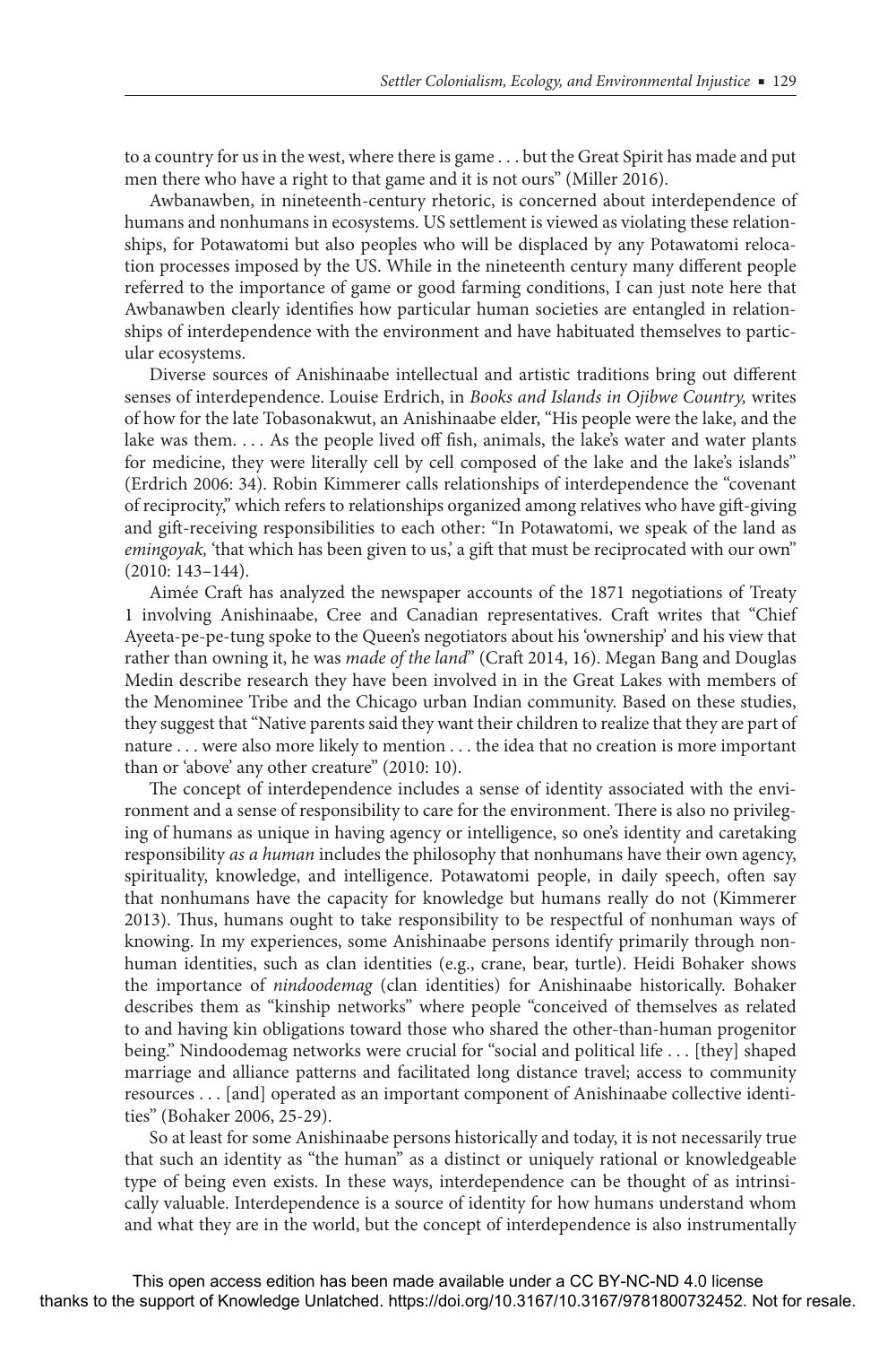to a country for us in the west, where there is game . . . but the Great Spirit has made and put men there who have a right to that game and it is not ours" (Miller 2016).

Awbanawben, in nineteenth-century rhetoric, is concerned about interdependence of humans and nonhumans in ecosystems. US settlement is viewed as violating these relationships, for Potawatomi but also peoples who will be displaced by any Potawatomi relocation processes imposed by the US. While in the nineteenth century many different people referred to the importance of game or good farming conditions, I can just note here that Awbanawben clearly identifies how particular human societies are entangled in relationships of interdependence with the environment and have habituated themselves to particular ecosystems.

Diverse sources of Anishinaabe intellectual and artistic traditions bring out different senses of interdependence. Louise Erdrich, in *Books and Islands in Ojibwe Country,* writes of how for the late Tobasonakwut, an Anishinaabe elder, "His people were the lake, and the lake was them. . . . As the people lived off fish, animals, the lake's water and water plants for medicine, they were literally cell by cell composed of the lake and the lake's islands" (Erdrich 2006: 34). Robin Kimmerer calls relationships of interdependence the "covenant of reciprocity," which refers to relationships organized among relatives who have gift-giving and gift-receiving responsibilities to each other: "In Potawatomi, we speak of the land as *emingoyak,* 'that which has been given to us,' a gift that must be reciprocated with our own" (2010: 143–144).

Aimée Craft has analyzed the newspaper accounts of the 1871 negotiations of Treaty 1 involving Anishinaabe, Cree and Canadian representatives. Craft writes that "Chief Ayeeta-pe-pe-tung spoke to the Queen's negotiators about his 'ownership' and his view that rather than owning it, he was *made of the land*" (Craft 2014, 16). Megan Bang and Douglas Medin describe research they have been involved in in the Great Lakes with members of the Menominee Tribe and the Chicago urban Indian community. Based on these studies, they suggest that "Native parents said they want their children to realize that they are part of nature . . . were also more likely to mention . . . the idea that no creation is more important than or 'above' any other creature" (2010: 10).

The concept of interdependence includes a sense of identity associated with the environment and a sense of responsibility to care for the environment. There is also no privileging of humans as unique in having agency or intelligence, so one's identity and caretaking responsibility *as a human* includes the philosophy that nonhumans have their own agency, spirituality, knowledge, and intelligence. Potawatomi people, in daily speech, often say that nonhumans have the capacity for knowledge but humans really do not (Kimmerer 2013). Thus, humans ought to take responsibility to be respectful of nonhuman ways of knowing. In my experiences, some Anishinaabe persons identify primarily through nonhuman identities, such as clan identities (e.g., crane, bear, turtle). Heidi Bohaker shows the importance of *nindoodemag* (clan identities) for Anishinaabe historically. Bohaker describes them as "kinship networks" where people "conceived of themselves as related to and having kin obligations toward those who shared the other-than-human progenitor being." Nindoodemag networks were crucial for "social and political life . . . [they] shaped marriage and alliance patterns and facilitated long distance travel; access to community resources . . . [and] operated as an important component of Anishinaabe collective identities" (Bohaker 2006, 25-29).

So at least for some Anishinaabe persons historically and today, it is not necessarily true that such an identity as "the human" as a distinct or uniquely rational or knowledgeable type of being even exists. In these ways, interdependence can be thought of as intrinsically valuable. Interdependence is a source of identity for how humans understand whom and what they are in the world, but the concept of interdependence is also instrumentally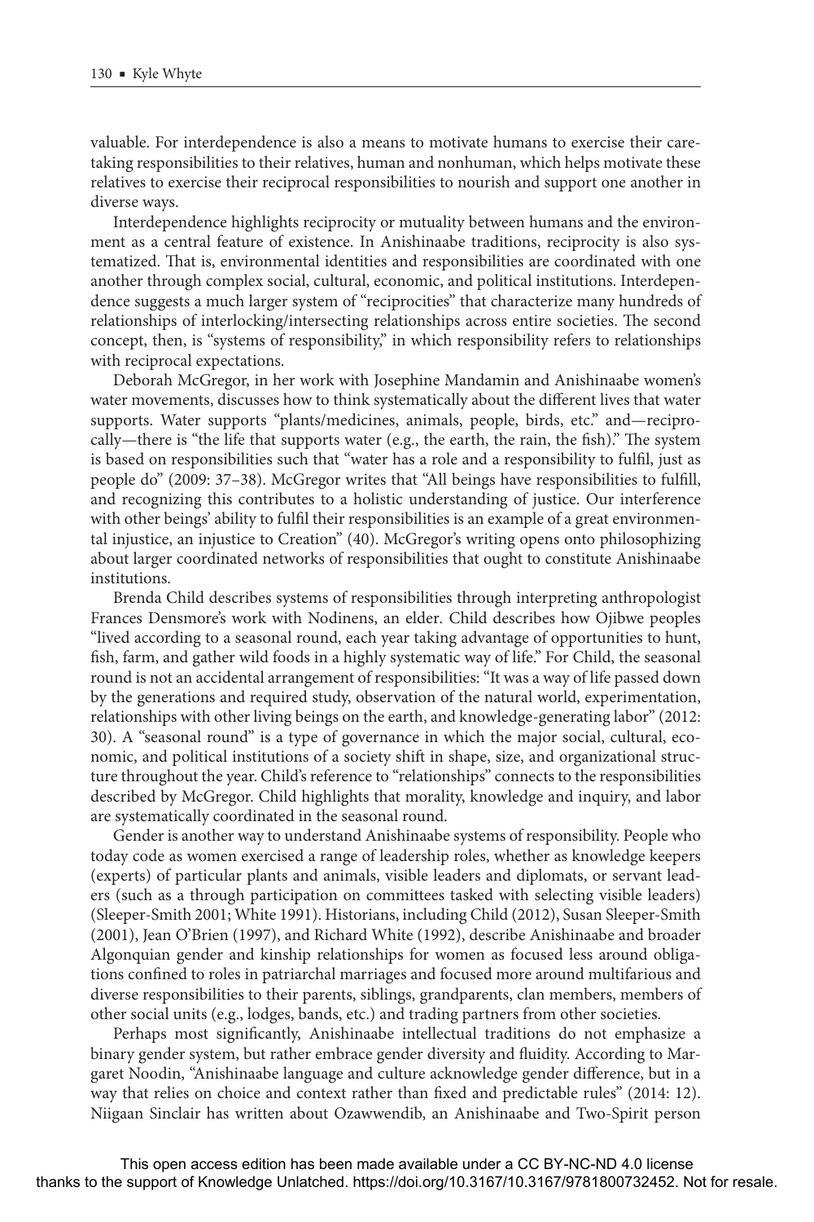valuable. For interdependence is also a means to motivate humans to exercise their caretaking responsibilities to their relatives, human and nonhuman, which helps motivate these relatives to exercise their reciprocal responsibilities to nourish and support one another in diverse ways.

Interdependence highlights reciprocity or mutuality between humans and the environment as a central feature of existence. In Anishinaabe traditions, reciprocity is also systematized. That is, environmental identities and responsibilities are coordinated with one another through complex social, cultural, economic, and political institutions. Interdependence suggests a much larger system of "reciprocities" that characterize many hundreds of relationships of interlocking/intersecting relationships across entire societies. The second concept, then, is "systems of responsibility," in which responsibility refers to relationships with reciprocal expectations.

Deborah McGregor, in her work with Josephine Mandamin and Anishinaabe women's water movements, discusses how to think systematically about the different lives that water supports. Water supports "plants/medicines, animals, people, birds, etc." and—reciprocally—there is "the life that supports water (e.g., the earth, the rain, the fish)." The system is based on responsibilities such that "water has a role and a responsibility to fulfil, just as people do" (2009: 37–38). McGregor writes that "All beings have responsibilities to fulfill, and recognizing this contributes to a holistic understanding of justice. Our interference with other beings' ability to fulfil their responsibilities is an example of a great environmental injustice, an injustice to Creation" (40). McGregor's writing opens onto philosophizing about larger coordinated networks of responsibilities that ought to constitute Anishinaabe institutions.

Brenda Child describes systems of responsibilities through interpreting anthropologist Frances Densmore's work with Nodinens, an elder. Child describes how Ojibwe peoples "lived according to a seasonal round, each year taking advantage of opportunities to hunt, fish, farm, and gather wild foods in a highly systematic way of life." For Child, the seasonal round is not an accidental arrangement of responsibilities: "It was a way of life passed down by the generations and required study, observation of the natural world, experimentation, relationships with other living beings on the earth, and knowledge-generating labor" (2012: 30). A "seasonal round" is a type of governance in which the major social, cultural, economic, and political institutions of a society shift in shape, size, and organizational structure throughout the year. Child's reference to "relationships" connects to the responsibilities described by McGregor. Child highlights that morality, knowledge and inquiry, and labor are systematically coordinated in the seasonal round.

Gender is another way to understand Anishinaabe systems of responsibility. People who today code as women exercised a range of leadership roles, whether as knowledge keepers (experts) of particular plants and animals, visible leaders and diplomats, or servant leaders (such as a through participation on committees tasked with selecting visible leaders) (Sleeper-Smith 2001; White 1991). Historians, including Child (2012), Susan Sleeper-Smith (2001), Jean O'Brien (1997), and Richard White (1992), describe Anishinaabe and broader Algonquian gender and kinship relationships for women as focused less around obligations confined to roles in patriarchal marriages and focused more around multifarious and diverse responsibilities to their parents, siblings, grandparents, clan members, members of other social units (e.g., lodges, bands, etc.) and trading partners from other societies.

Perhaps most significantly, Anishinaabe intellectual traditions do not emphasize a binary gender system, but rather embrace gender diversity and fluidity. According to Margaret Noodin, "Anishinaabe language and culture acknowledge gender difference, but in a way that relies on choice and context rather than fixed and predictable rules" (2014: 12). Niigaan Sinclair has written about Ozawwendib, an Anishinaabe and Two-Spirit person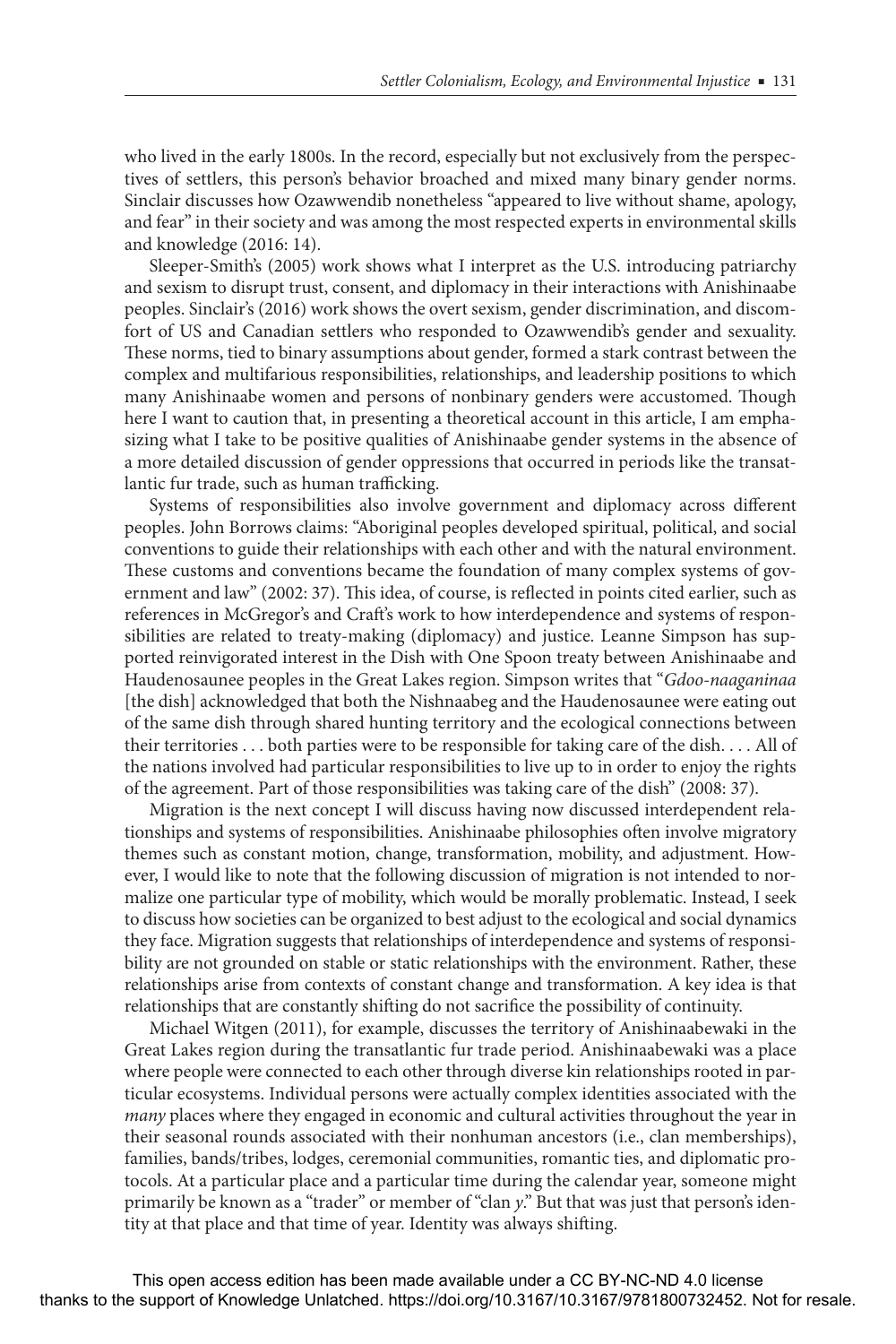who lived in the early 1800s. In the record, especially but not exclusively from the perspectives of settlers, this person's behavior broached and mixed many binary gender norms. Sinclair discusses how Ozawwendib nonetheless "appeared to live without shame, apology, and fear" in their society and was among the most respected experts in environmental skills and knowledge (2016: 14).

Sleeper-Smith's (2005) work shows what I interpret as the U.S. introducing patriarchy and sexism to disrupt trust, consent, and diplomacy in their interactions with Anishinaabe peoples. Sinclair's (2016) work shows the overt sexism, gender discrimination, and discomfort of US and Canadian settlers who responded to Ozawwendib's gender and sexuality. These norms, tied to binary assumptions about gender, formed a stark contrast between the complex and multifarious responsibilities, relationships, and leadership positions to which many Anishinaabe women and persons of nonbinary genders were accustomed. Though here I want to caution that, in presenting a theoretical account in this article, I am emphasizing what I take to be positive qualities of Anishinaabe gender systems in the absence of a more detailed discussion of gender oppressions that occurred in periods like the transatlantic fur trade, such as human trafficking.

Systems of responsibilities also involve government and diplomacy across different peoples. John Borrows claims: "Aboriginal peoples developed spiritual, political, and social conventions to guide their relationships with each other and with the natural environment. These customs and conventions became the foundation of many complex systems of government and law" (2002: 37). This idea, of course, is reflected in points cited earlier, such as references in McGregor's and Craft's work to how interdependence and systems of responsibilities are related to treaty-making (diplomacy) and justice. Leanne Simpson has supported reinvigorated interest in the Dish with One Spoon treaty between Anishinaabe and Haudenosaunee peoples in the Great Lakes region. Simpson writes that "*Gdoo-naaganinaa* [the dish] acknowledged that both the Nishnaabeg and the Haudenosaunee were eating out of the same dish through shared hunting territory and the ecological connections between their territories . . . both parties were to be responsible for taking care of the dish. . . . All of the nations involved had particular responsibilities to live up to in order to enjoy the rights of the agreement. Part of those responsibilities was taking care of the dish" (2008: 37).

Migration is the next concept I will discuss having now discussed interdependent relationships and systems of responsibilities. Anishinaabe philosophies often involve migratory themes such as constant motion, change, transformation, mobility, and adjustment. However, I would like to note that the following discussion of migration is not intended to normalize one particular type of mobility, which would be morally problematic. Instead, I seek to discuss how societies can be organized to best adjust to the ecological and social dynamics they face. Migration suggests that relationships of interdependence and systems of responsibility are not grounded on stable or static relationships with the environment. Rather, these relationships arise from contexts of constant change and transformation. A key idea is that relationships that are constantly shifting do not sacrifice the possibility of continuity.

Michael Witgen (2011), for example, discusses the territory of Anishinaabewaki in the Great Lakes region during the transatlantic fur trade period. Anishinaabewaki was a place where people were connected to each other through diverse kin relationships rooted in particular ecosystems. Individual persons were actually complex identities associated with the *many* places where they engaged in economic and cultural activities throughout the year in their seasonal rounds associated with their nonhuman ancestors (i.e., clan memberships), families, bands/tribes, lodges, ceremonial communities, romantic ties, and diplomatic protocols. At a particular place and a particular time during the calendar year, someone might primarily be known as a "trader" or member of "clan *y*." But that was just that person's identity at that place and that time of year. Identity was always shifting.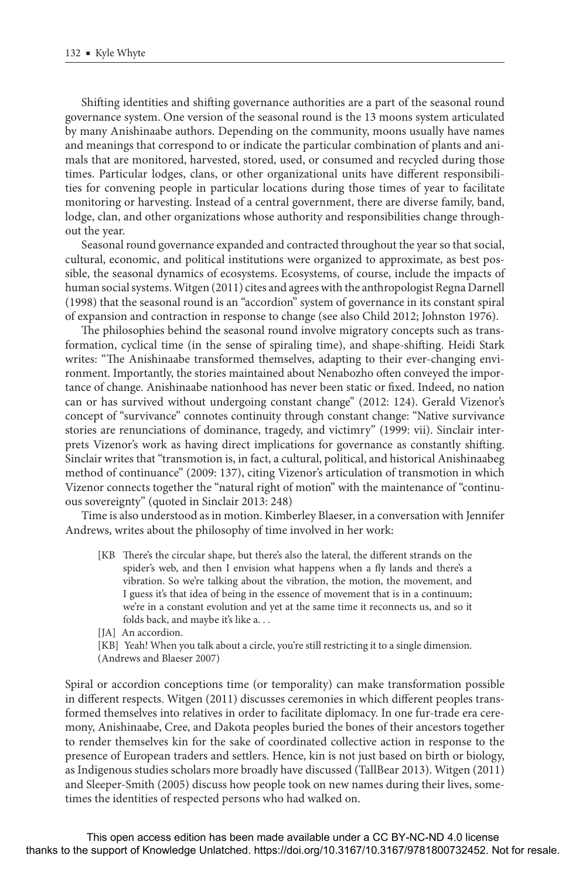Shifting identities and shifting governance authorities are a part of the seasonal round governance system. One version of the seasonal round is the 13 moons system articulated by many Anishinaabe authors. Depending on the community, moons usually have names and meanings that correspond to or indicate the particular combination of plants and animals that are monitored, harvested, stored, used, or consumed and recycled during those times. Particular lodges, clans, or other organizational units have different responsibilities for convening people in particular locations during those times of year to facilitate monitoring or harvesting. Instead of a central government, there are diverse family, band, lodge, clan, and other organizations whose authority and responsibilities change throughout the year.

Seasonal round governance expanded and contracted throughout the year so that social, cultural, economic, and political institutions were organized to approximate, as best possible, the seasonal dynamics of ecosystems. Ecosystems, of course, include the impacts of human social systems. Witgen (2011) cites and agrees with the anthropologist Regna Darnell (1998) that the seasonal round is an "accordion" system of governance in its constant spiral of expansion and contraction in response to change (see also Child 2012; Johnston 1976).

The philosophies behind the seasonal round involve migratory concepts such as transformation, cyclical time (in the sense of spiraling time), and shape-shifting. Heidi Stark writes: "The Anishinaabe transformed themselves, adapting to their ever-changing environment. Importantly, the stories maintained about Nenabozho often conveyed the importance of change. Anishinaabe nationhood has never been static or fixed. Indeed, no nation can or has survived without undergoing constant change" (2012: 124). Gerald Vizenor's concept of "survivance" connotes continuity through constant change: "Native survivance stories are renunciations of dominance, tragedy, and victimry" (1999: vii). Sinclair interprets Vizenor's work as having direct implications for governance as constantly shifting. Sinclair writes that "transmotion is, in fact, a cultural, political, and historical Anishinaabeg method of continuance" (2009: 137), citing Vizenor's articulation of transmotion in which Vizenor connects together the "natural right of motion" with the maintenance of "continuous sovereignty" (quoted in Sinclair 2013: 248)

Time is also understood as in motion. Kimberley Blaeser, in a conversation with Jennifer Andrews, writes about the philosophy of time involved in her work:

> [KB There's the circular shape, but there's also the lateral, the different strands on the spider's web, and then I envision what happens when a fly lands and there's a vibration. So we're talking about the vibration, the motion, the movement, and I guess it's that idea of being in the essence of movement that is in a continuum; we're in a constant evolution and yet at the same time it reconnects us, and so it folds back, and maybe it's like a. . .
>
> [JA] An accordion.
>
> [KB] Yeah! When you talk about a circle, you're still restricting it to a single dimension. (Andrews and Blaeser 2007)

Spiral or accordion conceptions time (or temporality) can make transformation possible in different respects. Witgen (2011) discusses ceremonies in which different peoples transformed themselves into relatives in order to facilitate diplomacy. In one fur-trade era ceremony, Anishinaabe, Cree, and Dakota peoples buried the bones of their ancestors together to render themselves kin for the sake of coordinated collective action in response to the presence of European traders and settlers. Hence, kin is not just based on birth or biology, as Indigenous studies scholars more broadly have discussed (TallBear 2013). Witgen (2011) and Sleeper-Smith (2005) discuss how people took on new names during their lives, sometimes the identities of respected persons who had walked on.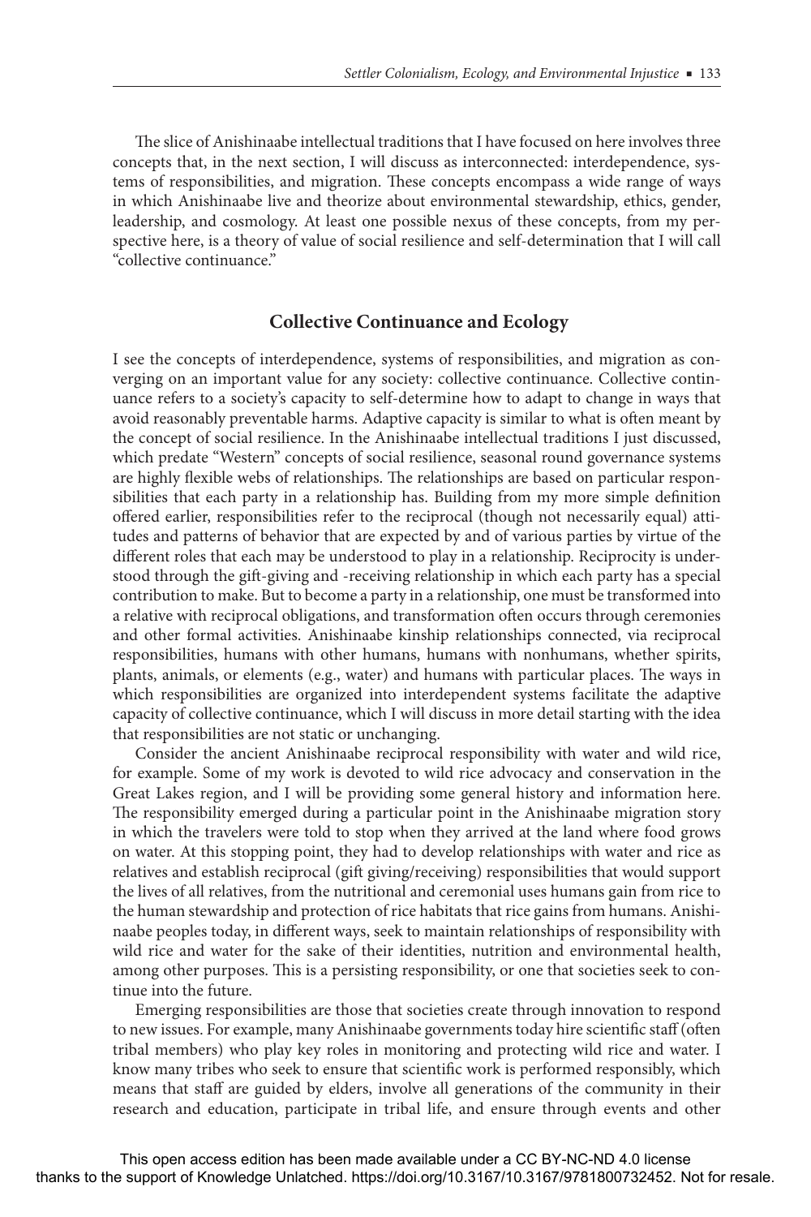The slice of Anishinaabe intellectual traditions that I have focused on here involves three concepts that, in the next section, I will discuss as interconnected: interdependence, systems of responsibilities, and migration. These concepts encompass a wide range of ways in which Anishinaabe live and theorize about environmental stewardship, ethics, gender, leadership, and cosmology. At least one possible nexus of these concepts, from my perspective here, is a theory of value of social resilience and self-determination that I will call "collective continuance."

## Collective Continuance and Ecology

I see the concepts of interdependence, systems of responsibilities, and migration as converging on an important value for any society: collective continuance. Collective continuance refers to a society's capacity to self-determine how to adapt to change in ways that avoid reasonably preventable harms. Adaptive capacity is similar to what is often meant by the concept of social resilience. In the Anishinaabe intellectual traditions I just discussed, which predate "Western" concepts of social resilience, seasonal round governance systems are highly flexible webs of relationships. The relationships are based on particular responsibilities that each party in a relationship has. Building from my more simple definition offered earlier, responsibilities refer to the reciprocal (though not necessarily equal) attitudes and patterns of behavior that are expected by and of various parties by virtue of the different roles that each may be understood to play in a relationship. Reciprocity is understood through the gift-giving and -receiving relationship in which each party has a special contribution to make. But to become a party in a relationship, one must be transformed into a relative with reciprocal obligations, and transformation often occurs through ceremonies and other formal activities. Anishinaabe kinship relationships connected, via reciprocal responsibilities, humans with other humans, humans with nonhumans, whether spirits, plants, animals, or elements (e.g., water) and humans with particular places. The ways in which responsibilities are organized into interdependent systems facilitate the adaptive capacity of collective continuance, which I will discuss in more detail starting with the idea that responsibilities are not static or unchanging.

Consider the ancient Anishinaabe reciprocal responsibility with water and wild rice, for example. Some of my work is devoted to wild rice advocacy and conservation in the Great Lakes region, and I will be providing some general history and information here. The responsibility emerged during a particular point in the Anishinaabe migration story in which the travelers were told to stop when they arrived at the land where food grows on water. At this stopping point, they had to develop relationships with water and rice as relatives and establish reciprocal (gift giving/receiving) responsibilities that would support the lives of all relatives, from the nutritional and ceremonial uses humans gain from rice to the human stewardship and protection of rice habitats that rice gains from humans. Anishinaabe peoples today, in different ways, seek to maintain relationships of responsibility with wild rice and water for the sake of their identities, nutrition and environmental health, among other purposes. This is a persisting responsibility, or one that societies seek to continue into the future.

Emerging responsibilities are those that societies create through innovation to respond to new issues. For example, many Anishinaabe governments today hire scientific staff (often tribal members) who play key roles in monitoring and protecting wild rice and water. I know many tribes who seek to ensure that scientific work is performed responsibly, which means that staff are guided by elders, involve all generations of the community in their research and education, participate in tribal life, and ensure through events and other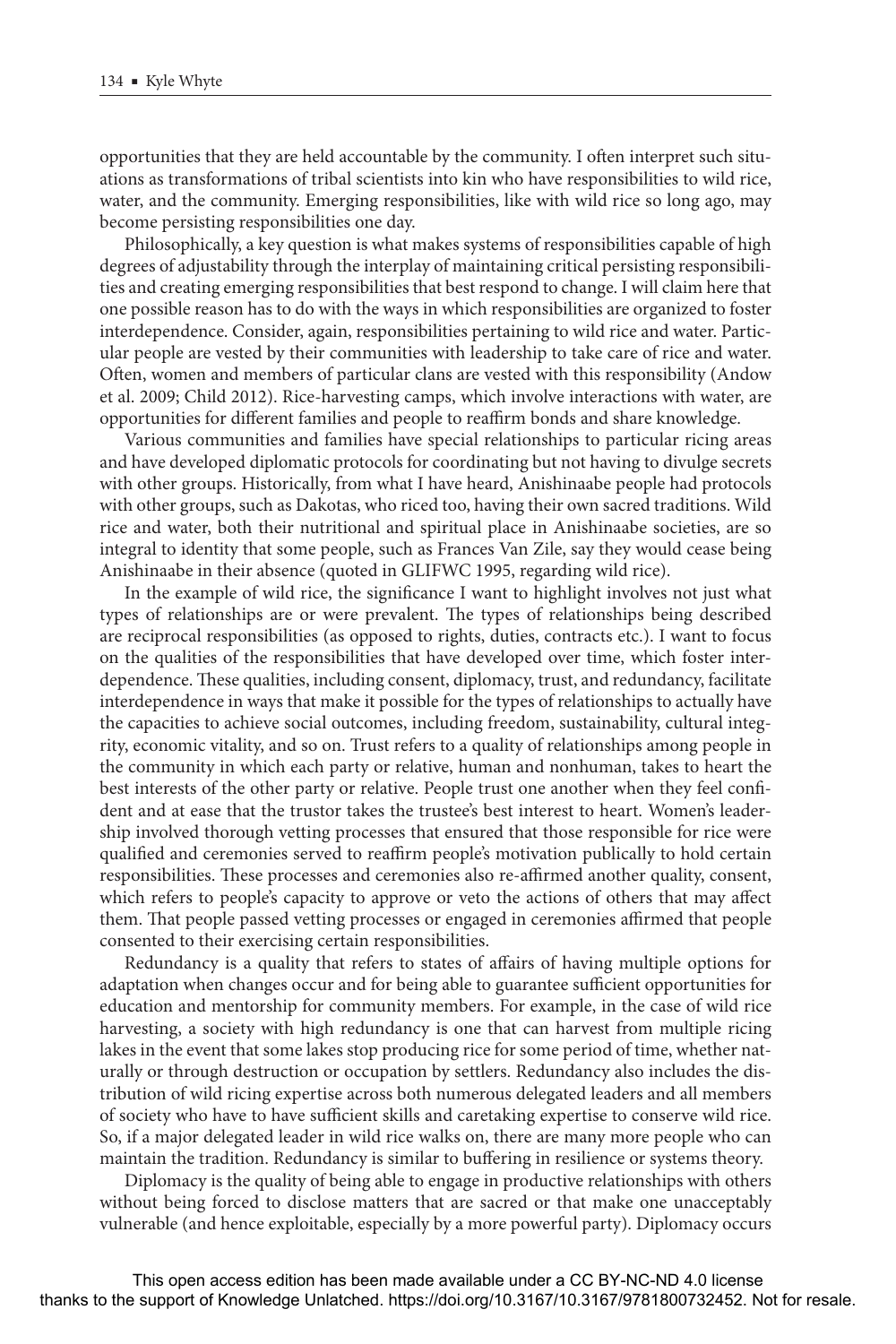opportunities that they are held accountable by the community. I often interpret such situations as transformations of tribal scientists into kin who have responsibilities to wild rice, water, and the community. Emerging responsibilities, like with wild rice so long ago, may become persisting responsibilities one day.

Philosophically, a key question is what makes systems of responsibilities capable of high degrees of adjustability through the interplay of maintaining critical persisting responsibilities and creating emerging responsibilities that best respond to change. I will claim here that one possible reason has to do with the ways in which responsibilities are organized to foster interdependence. Consider, again, responsibilities pertaining to wild rice and water. Particular people are vested by their communities with leadership to take care of rice and water. Often, women and members of particular clans are vested with this responsibility (Andow et al. 2009; Child 2012). Rice-harvesting camps, which involve interactions with water, are opportunities for different families and people to reaffirm bonds and share knowledge.

Various communities and families have special relationships to particular ricing areas and have developed diplomatic protocols for coordinating but not having to divulge secrets with other groups. Historically, from what I have heard, Anishinaabe people had protocols with other groups, such as Dakotas, who riced too, having their own sacred traditions. Wild rice and water, both their nutritional and spiritual place in Anishinaabe societies, are so integral to identity that some people, such as Frances Van Zile, say they would cease being Anishinaabe in their absence (quoted in GLIFWC 1995, regarding wild rice).

In the example of wild rice, the significance I want to highlight involves not just what types of relationships are or were prevalent. The types of relationships being described are reciprocal responsibilities (as opposed to rights, duties, contracts etc.). I want to focus on the qualities of the responsibilities that have developed over time, which foster interdependence. These qualities, including consent, diplomacy, trust, and redundancy, facilitate interdependence in ways that make it possible for the types of relationships to actually have the capacities to achieve social outcomes, including freedom, sustainability, cultural integrity, economic vitality, and so on. Trust refers to a quality of relationships among people in the community in which each party or relative, human and nonhuman, takes to heart the best interests of the other party or relative. People trust one another when they feel confident and at ease that the trustor takes the trustee's best interest to heart. Women's leadership involved thorough vetting processes that ensured that those responsible for rice were qualified and ceremonies served to reaffirm people's motivation publically to hold certain responsibilities. These processes and ceremonies also re-affirmed another quality, consent, which refers to people's capacity to approve or veto the actions of others that may affect them. That people passed vetting processes or engaged in ceremonies affirmed that people consented to their exercising certain responsibilities.

Redundancy is a quality that refers to states of affairs of having multiple options for adaptation when changes occur and for being able to guarantee sufficient opportunities for education and mentorship for community members. For example, in the case of wild rice harvesting, a society with high redundancy is one that can harvest from multiple ricing lakes in the event that some lakes stop producing rice for some period of time, whether naturally or through destruction or occupation by settlers. Redundancy also includes the distribution of wild ricing expertise across both numerous delegated leaders and all members of society who have to have sufficient skills and caretaking expertise to conserve wild rice. So, if a major delegated leader in wild rice walks on, there are many more people who can maintain the tradition. Redundancy is similar to buffering in resilience or systems theory.

Diplomacy is the quality of being able to engage in productive relationships with others without being forced to disclose matters that are sacred or that make one unacceptably vulnerable (and hence exploitable, especially by a more powerful party). Diplomacy occurs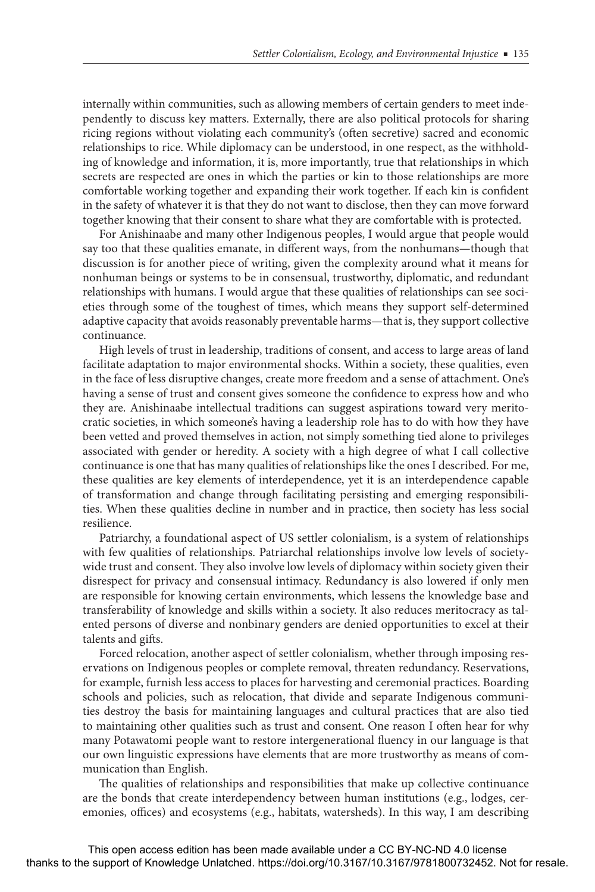internally within communities, such as allowing members of certain genders to meet independently to discuss key matters. Externally, there are also political protocols for sharing ricing regions without violating each community's (often secretive) sacred and economic relationships to rice. While diplomacy can be understood, in one respect, as the withholding of knowledge and information, it is, more importantly, true that relationships in which secrets are respected are ones in which the parties or kin to those relationships are more comfortable working together and expanding their work together. If each kin is confident in the safety of whatever it is that they do not want to disclose, then they can move forward together knowing that their consent to share what they are comfortable with is protected.

For Anishinaabe and many other Indigenous peoples, I would argue that people would say too that these qualities emanate, in different ways, from the nonhumans—though that discussion is for another piece of writing, given the complexity around what it means for nonhuman beings or systems to be in consensual, trustworthy, diplomatic, and redundant relationships with humans. I would argue that these qualities of relationships can see societies through some of the toughest of times, which means they support self-determined adaptive capacity that avoids reasonably preventable harms—that is, they support collective continuance.

High levels of trust in leadership, traditions of consent, and access to large areas of land facilitate adaptation to major environmental shocks. Within a society, these qualities, even in the face of less disruptive changes, create more freedom and a sense of attachment. One's having a sense of trust and consent gives someone the confidence to express how and who they are. Anishinaabe intellectual traditions can suggest aspirations toward very meritocratic societies, in which someone's having a leadership role has to do with how they have been vetted and proved themselves in action, not simply something tied alone to privileges associated with gender or heredity. A society with a high degree of what I call collective continuance is one that has many qualities of relationships like the ones I described. For me, these qualities are key elements of interdependence, yet it is an interdependence capable of transformation and change through facilitating persisting and emerging responsibilities. When these qualities decline in number and in practice, then society has less social resilience.

Patriarchy, a foundational aspect of US settler colonialism, is a system of relationships with few qualities of relationships. Patriarchal relationships involve low levels of society-wide trust and consent. They also involve low levels of diplomacy within society given their disrespect for privacy and consensual intimacy. Redundancy is also lowered if only men are responsible for knowing certain environments, which lessens the knowledge base and transferability of knowledge and skills within a society. It also reduces meritocracy as talented persons of diverse and nonbinary genders are denied opportunities to excel at their talents and gifts.

Forced relocation, another aspect of settler colonialism, whether through imposing reservations on Indigenous peoples or complete removal, threaten redundancy. Reservations, for example, furnish less access to places for harvesting and ceremonial practices. Boarding schools and policies, such as relocation, that divide and separate Indigenous communities destroy the basis for maintaining languages and cultural practices that are also tied to maintaining other qualities such as trust and consent. One reason I often hear for why many Potawatomi people want to restore intergenerational fluency in our language is that our own linguistic expressions have elements that are more trustworthy as means of communication than English.

The qualities of relationships and responsibilities that make up collective continuance are the bonds that create interdependency between human institutions (e.g., lodges, ceremonies, offices) and ecosystems (e.g., habitats, watersheds). In this way, I am describing

This open access edition has been made available under a CC BY-NC-ND 4.0 license thanks to the support of Knowledge Unlatched. https://doi.org/10.3167/10.3167/9781800732452. Not for resale.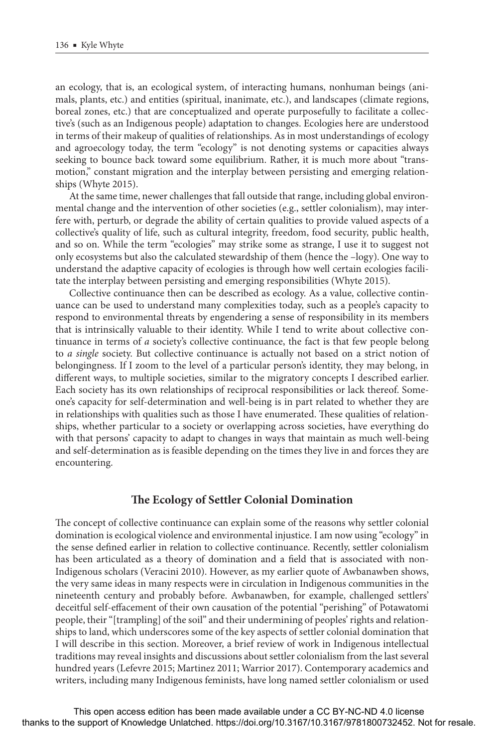an ecology, that is, an ecological system, of interacting humans, nonhuman beings (animals, plants, etc.) and entities (spiritual, inanimate, etc.), and landscapes (climate regions, boreal zones, etc.) that are conceptualized and operate purposefully to facilitate a collective's (such as an Indigenous people) adaptation to changes. Ecologies here are understood in terms of their makeup of qualities of relationships. As in most understandings of ecology and agroecology today, the term "ecology" is not denoting systems or capacities always seeking to bounce back toward some equilibrium. Rather, it is much more about "transmotion," constant migration and the interplay between persisting and emerging relationships (Whyte 2015).

At the same time, newer challenges that fall outside that range, including global environmental change and the intervention of other societies (e.g., settler colonialism), may interfere with, perturb, or degrade the ability of certain qualities to provide valued aspects of a collective's quality of life, such as cultural integrity, freedom, food security, public health, and so on. While the term "ecologies" may strike some as strange, I use it to suggest not only ecosystems but also the calculated stewardship of them (hence the –logy). One way to understand the adaptive capacity of ecologies is through how well certain ecologies facilitate the interplay between persisting and emerging responsibilities (Whyte 2015).

Collective continuance then can be described as ecology. As a value, collective continuance can be used to understand many complexities today, such as a people's capacity to respond to environmental threats by engendering a sense of responsibility in its members that is intrinsically valuable to their identity. While I tend to write about collective continuance in terms of *a* society's collective continuance, the fact is that few people belong to *a single* society. But collective continuance is actually not based on a strict notion of belongingness. If I zoom to the level of a particular person's identity, they may belong, in different ways, to multiple societies, similar to the migratory concepts I described earlier. Each society has its own relationships of reciprocal responsibilities or lack thereof. Someone's capacity for self-determination and well-being is in part related to whether they are in relationships with qualities such as those I have enumerated. These qualities of relationships, whether particular to a society or overlapping across societies, have everything do with that persons' capacity to adapt to changes in ways that maintain as much well-being and self-determination as is feasible depending on the times they live in and forces they are encountering.

## The Ecology of Settler Colonial Domination

The concept of collective continuance can explain some of the reasons why settler colonial domination is ecological violence and environmental injustice. I am now using "ecology" in the sense defined earlier in relation to collective continuance. Recently, settler colonialism has been articulated as a theory of domination and a field that is associated with non-Indigenous scholars (Veracini 2010). However, as my earlier quote of Awbanawben shows, the very same ideas in many respects were in circulation in Indigenous communities in the nineteenth century and probably before. Awbanawben, for example, challenged settlers' deceitful self-effacement of their own causation of the potential "perishing" of Potawatomi people, their "[trampling] of the soil" and their undermining of peoples' rights and relationships to land, which underscores some of the key aspects of settler colonial domination that I will describe in this section. Moreover, a brief review of work in Indigenous intellectual traditions may reveal insights and discussions about settler colonialism from the last several hundred years (Lefevre 2015; Martinez 2011; Warrior 2017). Contemporary academics and writers, including many Indigenous feminists, have long named settler colonialism or used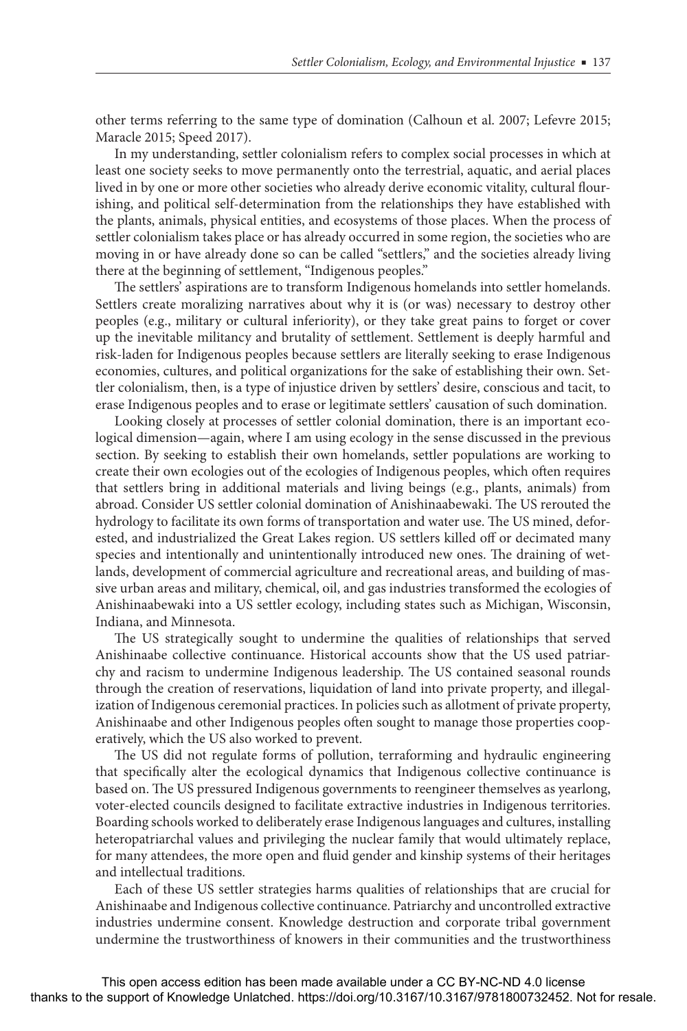other terms referring to the same type of domination (Calhoun et al. 2007; Lefevre 2015; Maracle 2015; Speed 2017).

In my understanding, settler colonialism refers to complex social processes in which at least one society seeks to move permanently onto the terrestrial, aquatic, and aerial places lived in by one or more other societies who already derive economic vitality, cultural flourishing, and political self-determination from the relationships they have established with the plants, animals, physical entities, and ecosystems of those places. When the process of settler colonialism takes place or has already occurred in some region, the societies who are moving in or have already done so can be called "settlers," and the societies already living there at the beginning of settlement, "Indigenous peoples."

The settlers' aspirations are to transform Indigenous homelands into settler homelands. Settlers create moralizing narratives about why it is (or was) necessary to destroy other peoples (e.g., military or cultural inferiority), or they take great pains to forget or cover up the inevitable militancy and brutality of settlement. Settlement is deeply harmful and risk-laden for Indigenous peoples because settlers are literally seeking to erase Indigenous economies, cultures, and political organizations for the sake of establishing their own. Settler colonialism, then, is a type of injustice driven by settlers' desire, conscious and tacit, to erase Indigenous peoples and to erase or legitimate settlers' causation of such domination.

Looking closely at processes of settler colonial domination, there is an important ecological dimension—again, where I am using ecology in the sense discussed in the previous section. By seeking to establish their own homelands, settler populations are working to create their own ecologies out of the ecologies of Indigenous peoples, which often requires that settlers bring in additional materials and living beings (e.g., plants, animals) from abroad. Consider US settler colonial domination of Anishinaabewaki. The US rerouted the hydrology to facilitate its own forms of transportation and water use. The US mined, deforested, and industrialized the Great Lakes region. US settlers killed off or decimated many species and intentionally and unintentionally introduced new ones. The draining of wetlands, development of commercial agriculture and recreational areas, and building of massive urban areas and military, chemical, oil, and gas industries transformed the ecologies of Anishinaabewaki into a US settler ecology, including states such as Michigan, Wisconsin, Indiana, and Minnesota.

The US strategically sought to undermine the qualities of relationships that served Anishinaabe collective continuance. Historical accounts show that the US used patriarchy and racism to undermine Indigenous leadership. The US contained seasonal rounds through the creation of reservations, liquidation of land into private property, and illegalization of Indigenous ceremonial practices. In policies such as allotment of private property, Anishinaabe and other Indigenous peoples often sought to manage those properties cooperatively, which the US also worked to prevent.

The US did not regulate forms of pollution, terraforming and hydraulic engineering that specifically alter the ecological dynamics that Indigenous collective continuance is based on. The US pressured Indigenous governments to reengineer themselves as yearlong, voter-elected councils designed to facilitate extractive industries in Indigenous territories. Boarding schools worked to deliberately erase Indigenous languages and cultures, installing heteropatriarchal values and privileging the nuclear family that would ultimately replace, for many attendees, the more open and fluid gender and kinship systems of their heritages and intellectual traditions.

Each of these US settler strategies harms qualities of relationships that are crucial for Anishinaabe and Indigenous collective continuance. Patriarchy and uncontrolled extractive industries undermine consent. Knowledge destruction and corporate tribal government undermine the trustworthiness of knowers in their communities and the trustworthiness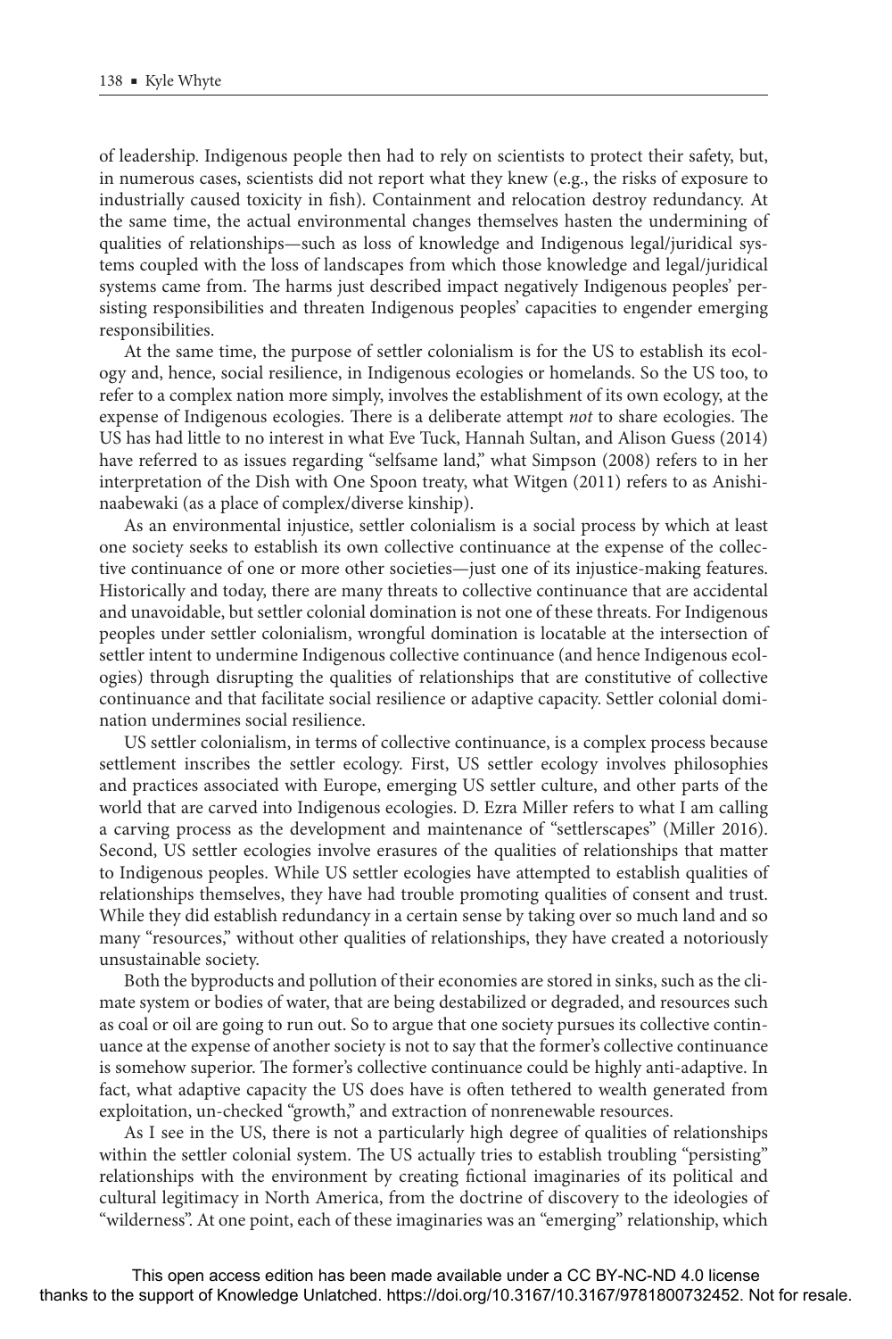of leadership. Indigenous people then had to rely on scientists to protect their safety, but, in numerous cases, scientists did not report what they knew (e.g., the risks of exposure to industrially caused toxicity in fish). Containment and relocation destroy redundancy. At the same time, the actual environmental changes themselves hasten the undermining of qualities of relationships—such as loss of knowledge and Indigenous legal/juridical systems coupled with the loss of landscapes from which those knowledge and legal/juridical systems came from. The harms just described impact negatively Indigenous peoples' persisting responsibilities and threaten Indigenous peoples' capacities to engender emerging responsibilities.

At the same time, the purpose of settler colonialism is for the US to establish its ecology and, hence, social resilience, in Indigenous ecologies or homelands. So the US too, to refer to a complex nation more simply, involves the establishment of its own ecology, at the expense of Indigenous ecologies. There is a deliberate attempt *not* to share ecologies. The US has had little to no interest in what Eve Tuck, Hannah Sultan, and Alison Guess (2014) have referred to as issues regarding "selfsame land," what Simpson (2008) refers to in her interpretation of the Dish with One Spoon treaty, what Witgen (2011) refers to as Anishinaabewaki (as a place of complex/diverse kinship).

As an environmental injustice, settler colonialism is a social process by which at least one society seeks to establish its own collective continuance at the expense of the collective continuance of one or more other societies—just one of its injustice-making features. Historically and today, there are many threats to collective continuance that are accidental and unavoidable, but settler colonial domination is not one of these threats. For Indigenous peoples under settler colonialism, wrongful domination is locatable at the intersection of settler intent to undermine Indigenous collective continuance (and hence Indigenous ecologies) through disrupting the qualities of relationships that are constitutive of collective continuance and that facilitate social resilience or adaptive capacity. Settler colonial domination undermines social resilience.

US settler colonialism, in terms of collective continuance, is a complex process because settlement inscribes the settler ecology. First, US settler ecology involves philosophies and practices associated with Europe, emerging US settler culture, and other parts of the world that are carved into Indigenous ecologies. D. Ezra Miller refers to what I am calling a carving process as the development and maintenance of "settlerscapes" (Miller 2016). Second, US settler ecologies involve erasures of the qualities of relationships that matter to Indigenous peoples. While US settler ecologies have attempted to establish qualities of relationships themselves, they have had trouble promoting qualities of consent and trust. While they did establish redundancy in a certain sense by taking over so much land and so many "resources," without other qualities of relationships, they have created a notoriously unsustainable society.

Both the byproducts and pollution of their economies are stored in sinks, such as the climate system or bodies of water, that are being destabilized or degraded, and resources such as coal or oil are going to run out. So to argue that one society pursues its collective continuance at the expense of another society is not to say that the former's collective continuance is somehow superior. The former's collective continuance could be highly anti-adaptive. In fact, what adaptive capacity the US does have is often tethered to wealth generated from exploitation, un-checked "growth," and extraction of nonrenewable resources.

As I see in the US, there is not a particularly high degree of qualities of relationships within the settler colonial system. The US actually tries to establish troubling "persisting" relationships with the environment by creating fictional imaginaries of its political and cultural legitimacy in North America, from the doctrine of discovery to the ideologies of "wilderness". At one point, each of these imaginaries was an "emerging" relationship, which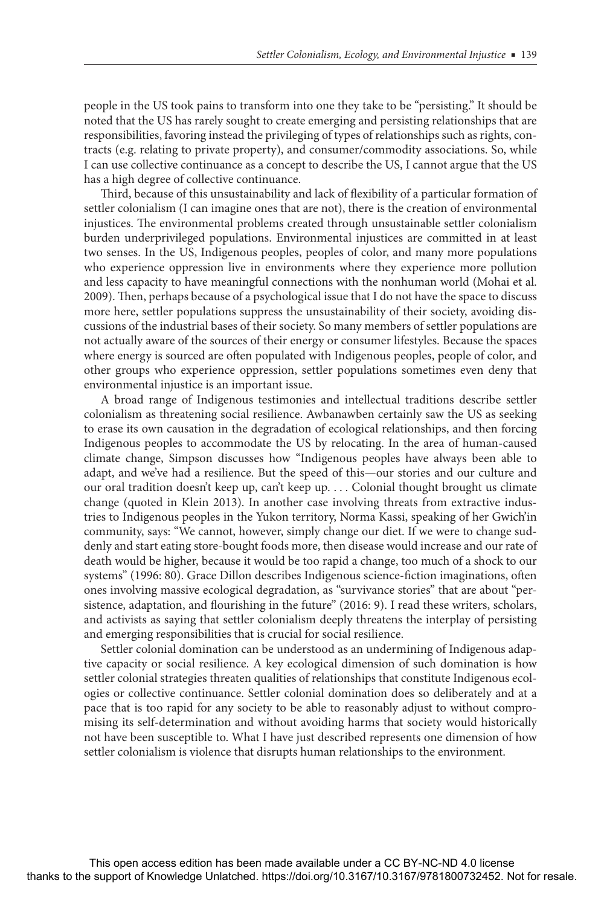people in the US took pains to transform into one they take to be "persisting." It should be noted that the US has rarely sought to create emerging and persisting relationships that are responsibilities, favoring instead the privileging of types of relationships such as rights, contracts (e.g. relating to private property), and consumer/commodity associations. So, while I can use collective continuance as a concept to describe the US, I cannot argue that the US has a high degree of collective continuance.

Third, because of this unsustainability and lack of flexibility of a particular formation of settler colonialism (I can imagine ones that are not), there is the creation of environmental injustices. The environmental problems created through unsustainable settler colonialism burden underprivileged populations. Environmental injustices are committed in at least two senses. In the US, Indigenous peoples, peoples of color, and many more populations who experience oppression live in environments where they experience more pollution and less capacity to have meaningful connections with the nonhuman world (Mohai et al. 2009). Then, perhaps because of a psychological issue that I do not have the space to discuss more here, settler populations suppress the unsustainability of their society, avoiding discussions of the industrial bases of their society. So many members of settler populations are not actually aware of the sources of their energy or consumer lifestyles. Because the spaces where energy is sourced are often populated with Indigenous peoples, people of color, and other groups who experience oppression, settler populations sometimes even deny that environmental injustice is an important issue.

A broad range of Indigenous testimonies and intellectual traditions describe settler colonialism as threatening social resilience. Awbanawben certainly saw the US as seeking to erase its own causation in the degradation of ecological relationships, and then forcing Indigenous peoples to accommodate the US by relocating. In the area of human-caused climate change, Simpson discusses how "Indigenous peoples have always been able to adapt, and we've had a resilience. But the speed of this—our stories and our culture and our oral tradition doesn't keep up, can't keep up. . . . Colonial thought brought us climate change (quoted in Klein 2013). In another case involving threats from extractive industries to Indigenous peoples in the Yukon territory, Norma Kassi, speaking of her Gwich'in community, says: "We cannot, however, simply change our diet. If we were to change suddenly and start eating store-bought foods more, then disease would increase and our rate of death would be higher, because it would be too rapid a change, too much of a shock to our systems" (1996: 80). Grace Dillon describes Indigenous science-fiction imaginations, often ones involving massive ecological degradation, as "survivance stories" that are about "persistence, adaptation, and flourishing in the future" (2016: 9). I read these writers, scholars, and activists as saying that settler colonialism deeply threatens the interplay of persisting and emerging responsibilities that is crucial for social resilience.

Settler colonial domination can be understood as an undermining of Indigenous adaptive capacity or social resilience. A key ecological dimension of such domination is how settler colonial strategies threaten qualities of relationships that constitute Indigenous ecologies or collective continuance. Settler colonial domination does so deliberately and at a pace that is too rapid for any society to be able to reasonably adjust to without compromising its self-determination and without avoiding harms that society would historically not have been susceptible to. What I have just described represents one dimension of how settler colonialism is violence that disrupts human relationships to the environment.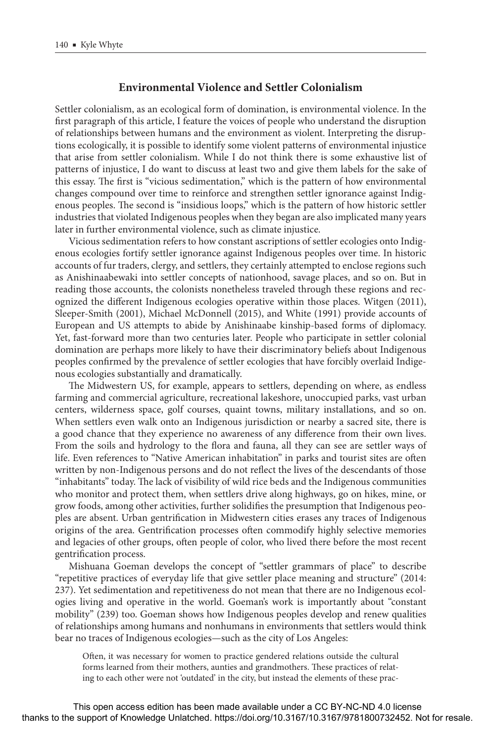## Environmental Violence and Settler Colonialism

Settler colonialism, as an ecological form of domination, is environmental violence. In the first paragraph of this article, I feature the voices of people who understand the disruption of relationships between humans and the environment as violent. Interpreting the disruptions ecologically, it is possible to identify some violent patterns of environmental injustice that arise from settler colonialism. While I do not think there is some exhaustive list of patterns of injustice, I do want to discuss at least two and give them labels for the sake of this essay. The first is "vicious sedimentation," which is the pattern of how environmental changes compound over time to reinforce and strengthen settler ignorance against Indigenous peoples. The second is "insidious loops," which is the pattern of how historic settler industries that violated Indigenous peoples when they began are also implicated many years later in further environmental violence, such as climate injustice.

Vicious sedimentation refers to how constant ascriptions of settler ecologies onto Indigenous ecologies fortify settler ignorance against Indigenous peoples over time. In historic accounts of fur traders, clergy, and settlers, they certainly attempted to enclose regions such as Anishinaabewaki into settler concepts of nationhood, savage places, and so on. But in reading those accounts, the colonists nonetheless traveled through these regions and recognized the different Indigenous ecologies operative within those places. Witgen (2011), Sleeper-Smith (2001), Michael McDonnell (2015), and White (1991) provide accounts of European and US attempts to abide by Anishinaabe kinship-based forms of diplomacy. Yet, fast-forward more than two centuries later. People who participate in settler colonial domination are perhaps more likely to have their discriminatory beliefs about Indigenous peoples confirmed by the prevalence of settler ecologies that have forcibly overlaid Indigenous ecologies substantially and dramatically.

The Midwestern US, for example, appears to settlers, depending on where, as endless farming and commercial agriculture, recreational lakeshore, unoccupied parks, vast urban centers, wilderness space, golf courses, quaint towns, military installations, and so on. When settlers even walk onto an Indigenous jurisdiction or nearby a sacred site, there is a good chance that they experience no awareness of any difference from their own lives. From the soils and hydrology to the flora and fauna, all they can see are settler ways of life. Even references to "Native American inhabitation" in parks and tourist sites are often written by non-Indigenous persons and do not reflect the lives of the descendants of those "inhabitants" today. The lack of visibility of wild rice beds and the Indigenous communities who monitor and protect them, when settlers drive along highways, go on hikes, mine, or grow foods, among other activities, further solidifies the presumption that Indigenous peoples are absent. Urban gentrification in Midwestern cities erases any traces of Indigenous origins of the area. Gentrification processes often commodify highly selective memories and legacies of other groups, often people of color, who lived there before the most recent gentrification process.

Mishuana Goeman develops the concept of "settler grammars of place" to describe "repetitive practices of everyday life that give settler place meaning and structure" (2014: 237). Yet sedimentation and repetitiveness do not mean that there are no Indigenous ecologies living and operative in the world. Goeman's work is importantly about "constant mobility" (239) too. Goeman shows how Indigenous peoples develop and renew qualities of relationships among humans and nonhumans in environments that settlers would think bear no traces of Indigenous ecologies—such as the city of Los Angeles:

> Often, it was necessary for women to practice gendered relations outside the cultural forms learned from their mothers, aunties and grandmothers. These practices of relating to each other were not 'outdated' in the city, but instead the elements of these prac-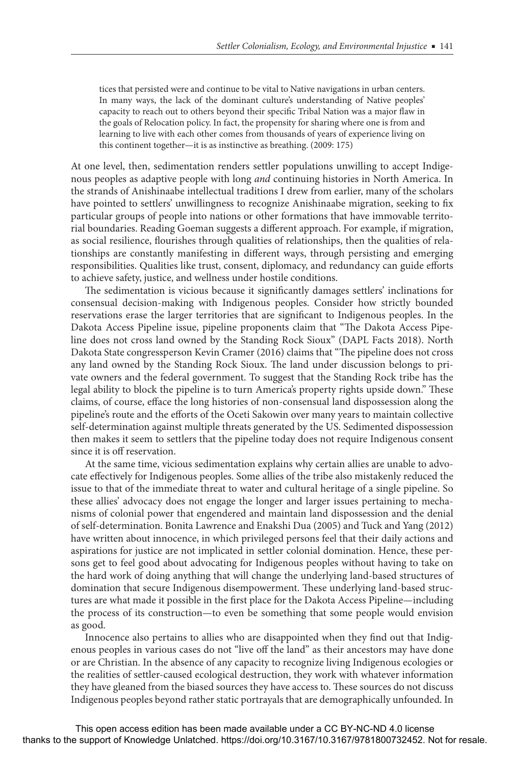> tices that persisted were and continue to be vital to Native navigations in urban centers. In many ways, the lack of the dominant culture's understanding of Native peoples' capacity to reach out to others beyond their specific Tribal Nation was a major flaw in the goals of Relocation policy. In fact, the propensity for sharing where one is from and learning to live with each other comes from thousands of years of experience living on this continent together—it is as instinctive as breathing. (2009: 175)

At one level, then, sedimentation renders settler populations unwilling to accept Indigenous peoples as adaptive people with long *and* continuing histories in North America. In the strands of Anishinaabe intellectual traditions I drew from earlier, many of the scholars have pointed to settlers' unwillingness to recognize Anishinaabe migration, seeking to fix particular groups of people into nations or other formations that have immovable territorial boundaries. Reading Goeman suggests a different approach. For example, if migration, as social resilience, flourishes through qualities of relationships, then the qualities of relationships are constantly manifesting in different ways, through persisting and emerging responsibilities. Qualities like trust, consent, diplomacy, and redundancy can guide efforts to achieve safety, justice, and wellness under hostile conditions.

The sedimentation is vicious because it significantly damages settlers' inclinations for consensual decision-making with Indigenous peoples. Consider how strictly bounded reservations erase the larger territories that are significant to Indigenous peoples. In the Dakota Access Pipeline issue, pipeline proponents claim that "The Dakota Access Pipeline does not cross land owned by the Standing Rock Sioux" (DAPL Facts 2018). North Dakota State congressperson Kevin Cramer (2016) claims that "The pipeline does not cross any land owned by the Standing Rock Sioux. The land under discussion belongs to private owners and the federal government. To suggest that the Standing Rock tribe has the legal ability to block the pipeline is to turn America's property rights upside down." These claims, of course, efface the long histories of non-consensual land dispossession along the pipeline's route and the efforts of the Oceti Sakowin over many years to maintain collective self-determination against multiple threats generated by the US. Sedimented dispossession then makes it seem to settlers that the pipeline today does not require Indigenous consent since it is off reservation.

At the same time, vicious sedimentation explains why certain allies are unable to advocate effectively for Indigenous peoples. Some allies of the tribe also mistakenly reduced the issue to that of the immediate threat to water and cultural heritage of a single pipeline. So these allies' advocacy does not engage the longer and larger issues pertaining to mechanisms of colonial power that engendered and maintain land dispossession and the denial of self-determination. Bonita Lawrence and Enakshi Dua (2005) and Tuck and Yang (2012) have written about innocence, in which privileged persons feel that their daily actions and aspirations for justice are not implicated in settler colonial domination. Hence, these persons get to feel good about advocating for Indigenous peoples without having to take on the hard work of doing anything that will change the underlying land-based structures of domination that secure Indigenous disempowerment. These underlying land-based structures are what made it possible in the first place for the Dakota Access Pipeline—including the process of its construction—to even be something that some people would envision as good.

Innocence also pertains to allies who are disappointed when they find out that Indigenous peoples in various cases do not "live off the land" as their ancestors may have done or are Christian. In the absence of any capacity to recognize living Indigenous ecologies or the realities of settler-caused ecological destruction, they work with whatever information they have gleaned from the biased sources they have access to. These sources do not discuss Indigenous peoples beyond rather static portrayals that are demographically unfounded. In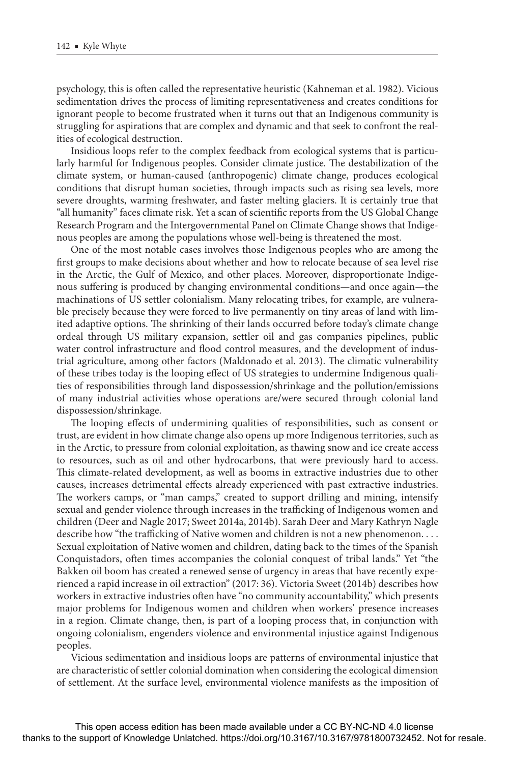psychology, this is often called the representative heuristic (Kahneman et al. 1982). Vicious sedimentation drives the process of limiting representativeness and creates conditions for ignorant people to become frustrated when it turns out that an Indigenous community is struggling for aspirations that are complex and dynamic and that seek to confront the realities of ecological destruction.

Insidious loops refer to the complex feedback from ecological systems that is particularly harmful for Indigenous peoples. Consider climate justice. The destabilization of the climate system, or human-caused (anthropogenic) climate change, produces ecological conditions that disrupt human societies, through impacts such as rising sea levels, more severe droughts, warming freshwater, and faster melting glaciers. It is certainly true that "all humanity" faces climate risk. Yet a scan of scientific reports from the US Global Change Research Program and the Intergovernmental Panel on Climate Change shows that Indigenous peoples are among the populations whose well-being is threatened the most.

One of the most notable cases involves those Indigenous peoples who are among the first groups to make decisions about whether and how to relocate because of sea level rise in the Arctic, the Gulf of Mexico, and other places. Moreover, disproportionate Indigenous suffering is produced by changing environmental conditions—and once again—the machinations of US settler colonialism. Many relocating tribes, for example, are vulnerable precisely because they were forced to live permanently on tiny areas of land with limited adaptive options. The shrinking of their lands occurred before today's climate change ordeal through US military expansion, settler oil and gas companies pipelines, public water control infrastructure and flood control measures, and the development of industrial agriculture, among other factors (Maldonado et al. 2013). The climatic vulnerability of these tribes today is the looping effect of US strategies to undermine Indigenous qualities of responsibilities through land dispossession/shrinkage and the pollution/emissions of many industrial activities whose operations are/were secured through colonial land dispossession/shrinkage.

The looping effects of undermining qualities of responsibilities, such as consent or trust, are evident in how climate change also opens up more Indigenous territories, such as in the Arctic, to pressure from colonial exploitation, as thawing snow and ice create access to resources, such as oil and other hydrocarbons, that were previously hard to access. This climate-related development, as well as booms in extractive industries due to other causes, increases detrimental effects already experienced with past extractive industries. The workers camps, or "man camps," created to support drilling and mining, intensify sexual and gender violence through increases in the trafficking of Indigenous women and children (Deer and Nagle 2017; Sweet 2014a, 2014b). Sarah Deer and Mary Kathryn Nagle describe how "the trafficking of Native women and children is not a new phenomenon. . . . Sexual exploitation of Native women and children, dating back to the times of the Spanish Conquistadors, often times accompanies the colonial conquest of tribal lands." Yet "the Bakken oil boom has created a renewed sense of urgency in areas that have recently experienced a rapid increase in oil extraction" (2017: 36). Victoria Sweet (2014b) describes how workers in extractive industries often have "no community accountability," which presents major problems for Indigenous women and children when workers' presence increases in a region. Climate change, then, is part of a looping process that, in conjunction with ongoing colonialism, engenders violence and environmental injustice against Indigenous peoples.

Vicious sedimentation and insidious loops are patterns of environmental injustice that are characteristic of settler colonial domination when considering the ecological dimension of settlement. At the surface level, environmental violence manifests as the imposition of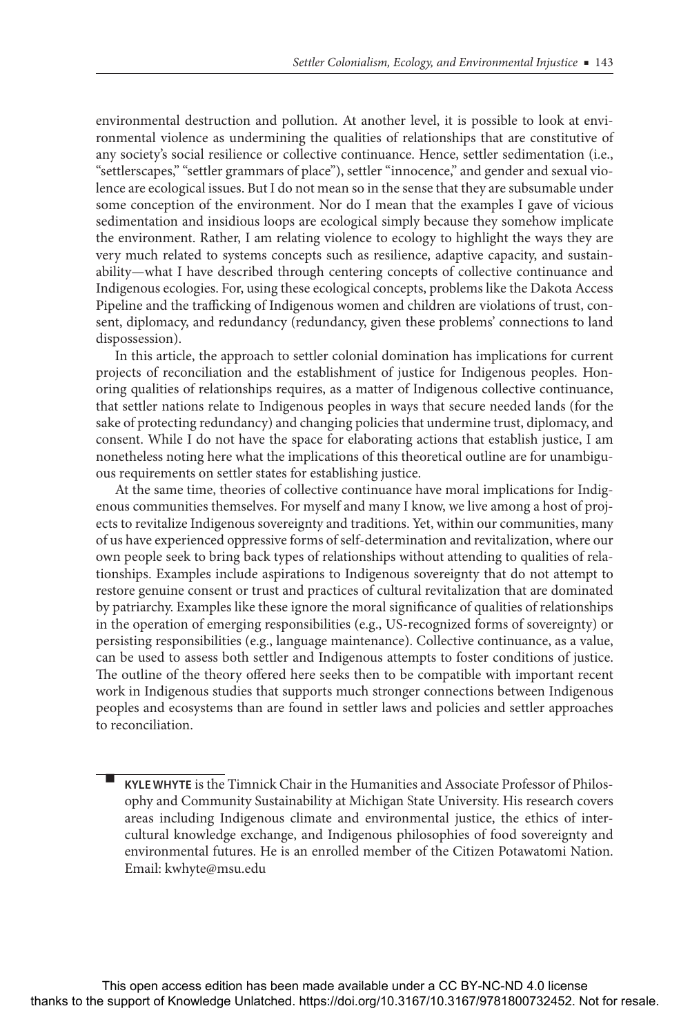environmental destruction and pollution. At another level, it is possible to look at environmental violence as undermining the qualities of relationships that are constitutive of any society's social resilience or collective continuance. Hence, settler sedimentation (i.e., "settlerscapes," "settler grammars of place"), settler "innocence," and gender and sexual violence are ecological issues. But I do not mean so in the sense that they are subsumable under some conception of the environment. Nor do I mean that the examples I gave of vicious sedimentation and insidious loops are ecological simply because they somehow implicate the environment. Rather, I am relating violence to ecology to highlight the ways they are very much related to systems concepts such as resilience, adaptive capacity, and sustainability—what I have described through centering concepts of collective continuance and Indigenous ecologies. For, using these ecological concepts, problems like the Dakota Access Pipeline and the trafficking of Indigenous women and children are violations of trust, consent, diplomacy, and redundancy (redundancy, given these problems' connections to land dispossession).

In this article, the approach to settler colonial domination has implications for current projects of reconciliation and the establishment of justice for Indigenous peoples. Honoring qualities of relationships requires, as a matter of Indigenous collective continuance, that settler nations relate to Indigenous peoples in ways that secure needed lands (for the sake of protecting redundancy) and changing policies that undermine trust, diplomacy, and consent. While I do not have the space for elaborating actions that establish justice, I am nonetheless noting here what the implications of this theoretical outline are for unambiguous requirements on settler states for establishing justice.

At the same time, theories of collective continuance have moral implications for Indigenous communities themselves. For myself and many I know, we live among a host of projects to revitalize Indigenous sovereignty and traditions. Yet, within our communities, many of us have experienced oppressive forms of self-determination and revitalization, where our own people seek to bring back types of relationships without attending to qualities of relationships. Examples include aspirations to Indigenous sovereignty that do not attempt to restore genuine consent or trust and practices of cultural revitalization that are dominated by patriarchy. Examples like these ignore the moral significance of qualities of relationships in the operation of emerging responsibilities (e.g., US-recognized forms of sovereignty) or persisting responsibilities (e.g., language maintenance). Collective continuance, as a value, can be used to assess both settler and Indigenous attempts to foster conditions of justice. The outline of the theory offered here seeks then to be compatible with important recent work in Indigenous studies that supports much stronger connections between Indigenous peoples and ecosystems than are found in settler laws and policies and settler approaches to reconciliation.

---

**KYLE WHYTE** is the Timnick Chair in the Humanities and Associate Professor of Philosophy and Community Sustainability at Michigan State University. His research covers areas including Indigenous climate and environmental justice, the ethics of intercultural knowledge exchange, and Indigenous philosophies of food sovereignty and environmental futures. He is an enrolled member of the Citizen Potawatomi Nation. Email: kwhyte@msu.edu

This open access edition has been made available under a CC BY-NC-ND 4.0 license thanks to the support of Knowledge Unlatched. https://doi.org/10.3167/10.3167/9781800732452. Not for resale.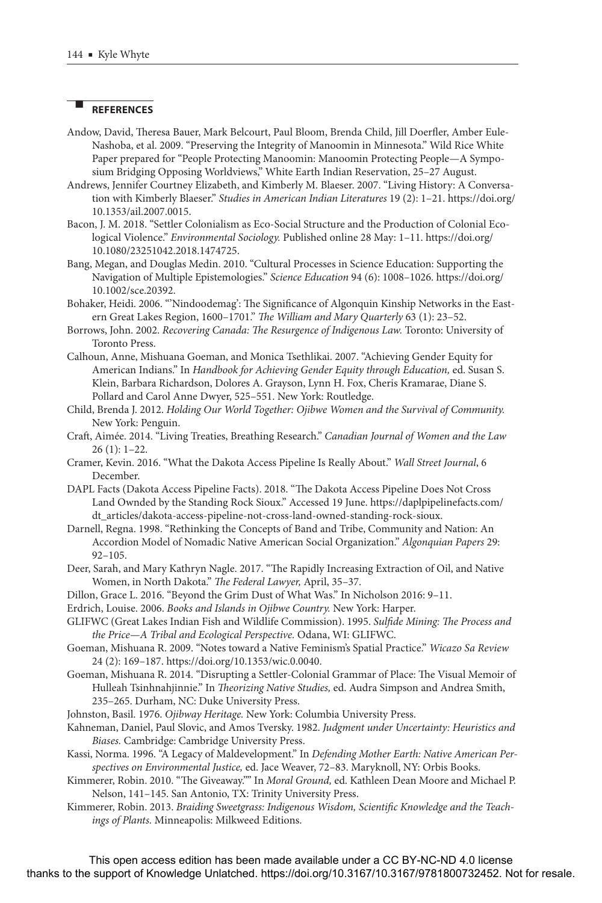## REFERENCES

Andow, David, Theresa Bauer, Mark Belcourt, Paul Bloom, Brenda Child, Jill Doerfler, Amber Eule-Nashoba, et al. 2009. "Preserving the Integrity of Manoomin in Minnesota." Wild Rice White Paper prepared for "People Protecting Manoomin: Manoomin Protecting People—A Symposium Bridging Opposing Worldviews," White Earth Indian Reservation, 25–27 August.

Andrews, Jennifer Courtney Elizabeth, and Kimberly M. Blaeser. 2007. "Living History: A Conversation with Kimberly Blaeser." *Studies in American Indian Literatures* 19 (2): 1–21. https://doi.org/10.1353/ail.2007.0015.

Bacon, J. M. 2018. "Settler Colonialism as Eco-Social Structure and the Production of Colonial Ecological Violence." *Environmental Sociology.* Published online 28 May: 1–11. https://doi.org/10.1080/23251042.2018.1474725.

Bang, Megan, and Douglas Medin. 2010. "Cultural Processes in Science Education: Supporting the Navigation of Multiple Epistemologies." *Science Education* 94 (6): 1008–1026. https://doi.org/10.1002/sce.20392.

Bohaker, Heidi. 2006. "'Nindoodemag': The Significance of Algonquin Kinship Networks in the Eastern Great Lakes Region, 1600–1701." *The William and Mary Quarterly* 63 (1): 23–52.

Borrows, John. 2002. *Recovering Canada: The Resurgence of Indigenous Law.* Toronto: University of Toronto Press.

Calhoun, Anne, Mishuana Goeman, and Monica Tsethlikai. 2007. "Achieving Gender Equity for American Indians." In *Handbook for Achieving Gender Equity through Education,* ed. Susan S. Klein, Barbara Richardson, Dolores A. Grayson, Lynn H. Fox, Cheris Kramarae, Diane S. Pollard and Carol Anne Dwyer, 525–551. New York: Routledge.

Child, Brenda J. 2012. *Holding Our World Together: Ojibwe Women and the Survival of Community.* New York: Penguin.

Craft, Aimée. 2014. "Living Treaties, Breathing Research." *Canadian Journal of Women and the Law* 26 (1): 1–22.

Cramer, Kevin. 2016. "What the Dakota Access Pipeline Is Really About." *Wall Street Journal*, 6 December.

DAPL Facts (Dakota Access Pipeline Facts). 2018. "The Dakota Access Pipeline Does Not Cross Land Ownded by the Standing Rock Sioux." Accessed 19 June. https://daplpipelinefacts.com/dt_articles/dakota-access-pipeline-not-cross-land-owned-standing-rock-sioux.

Darnell, Regna. 1998. "Rethinking the Concepts of Band and Tribe, Community and Nation: An Accordion Model of Nomadic Native American Social Organization." *Algonquian Papers* 29: 92–105.

Deer, Sarah, and Mary Kathryn Nagle. 2017. "The Rapidly Increasing Extraction of Oil, and Native Women, in North Dakota." *The Federal Lawyer,* April, 35–37.

Dillon, Grace L. 2016. "Beyond the Grim Dust of What Was." In Nicholson 2016: 9–11.

Erdrich, Louise. 2006. *Books and Islands in Ojibwe Country.* New York: Harper.

GLIFWC (Great Lakes Indian Fish and Wildlife Commission). 1995. *Sulfide Mining: The Process and the Price—A Tribal and Ecological Perspective.* Odana, WI: GLIFWC.

Goeman, Mishuana R. 2009. "Notes toward a Native Feminism's Spatial Practice." *Wicazo Sa Review* 24 (2): 169–187. https://doi.org/10.1353/wic.0.0040.

Goeman, Mishuana R. 2014. "Disrupting a Settler-Colonial Grammar of Place: The Visual Memoir of Hulleah Tsinhnahjinnie." In *Theorizing Native Studies,* ed. Audra Simpson and Andrea Smith, 235–265. Durham, NC: Duke University Press.

Johnston, Basil. 1976. *Ojibway Heritage.* New York: Columbia University Press.

Kahneman, Daniel, Paul Slovic, and Amos Tversky. 1982. *Judgment under Uncertainty: Heuristics and Biases.* Cambridge: Cambridge University Press.

Kassi, Norma. 1996. "A Legacy of Maldevelopment." In *Defending Mother Earth: Native American Perspectives on Environmental Justice,* ed. Jace Weaver, 72–83. Maryknoll, NY: Orbis Books.

Kimmerer, Robin. 2010. "The Giveaway."" In *Moral Ground,* ed. Kathleen Dean Moore and Michael P. Nelson, 141–145. San Antonio, TX: Trinity University Press.

Kimmerer, Robin. 2013. *Braiding Sweetgrass: Indigenous Wisdom, Scientific Knowledge and the Teachings of Plants.* Minneapolis: Milkweed Editions.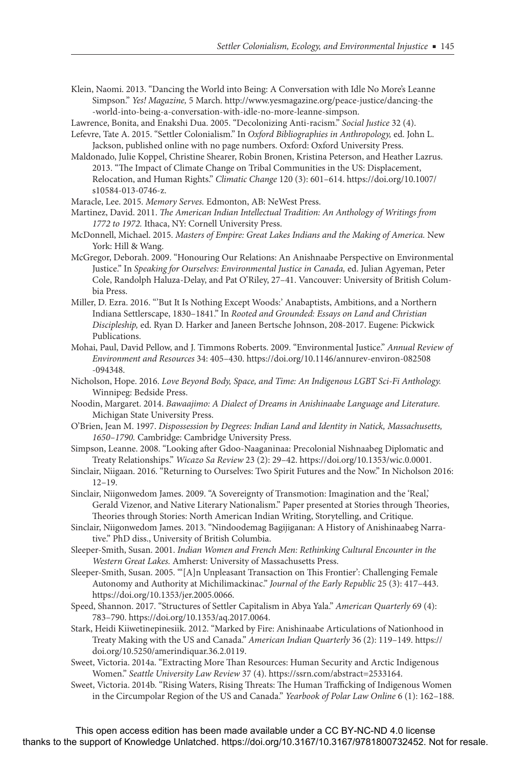Klein, Naomi. 2013. "Dancing the World into Being: A Conversation with Idle No More's Leanne Simpson." *Yes! Magazine,* 5 March. http://www.yesmagazine.org/peace-justice/dancing-the-world-into-being-a-conversation-with-idle-no-more-leanne-simpson.

Lawrence, Bonita, and Enakshi Dua. 2005. "Decolonizing Anti-racism." *Social Justice* 32 (4).

Lefevre, Tate A. 2015. "Settler Colonialism." In *Oxford Bibliographies in Anthropology,* ed. John L. Jackson, published online with no page numbers. Oxford: Oxford University Press.

Maldonado, Julie Koppel, Christine Shearer, Robin Bronen, Kristina Peterson, and Heather Lazrus. 2013. "The Impact of Climate Change on Tribal Communities in the US: Displacement, Relocation, and Human Rights." *Climatic Change* 120 (3): 601–614. https://doi.org/10.1007/s10584-013-0746-z.

Maracle, Lee. 2015. *Memory Serves.* Edmonton, AB: NeWest Press.

Martinez, David. 2011. *The American Indian Intellectual Tradition: An Anthology of Writings from 1772 to 1972.* Ithaca, NY: Cornell University Press.

McDonnell, Michael. 2015. *Masters of Empire: Great Lakes Indians and the Making of America.* New York: Hill & Wang.

McGregor, Deborah. 2009. "Honouring Our Relations: An Anishnaabe Perspective on Environmental Justice." In *Speaking for Ourselves: Environmental Justice in Canada,* ed. Julian Agyeman, Peter Cole, Randolph Haluza-Delay, and Pat O'Riley, 27–41. Vancouver: University of British Columbia Press.

Miller, D. Ezra. 2016. "'But It Is Nothing Except Woods:' Anabaptists, Ambitions, and a Northern Indiana Settlerscape, 1830–1841." In *Rooted and Grounded: Essays on Land and Christian Discipleship,* ed. Ryan D. Harker and Janeen Bertsche Johnson, 208-2017. Eugene: Pickwick Publications.

Mohai, Paul, David Pellow, and J. Timmons Roberts. 2009. "Environmental Justice." *Annual Review of Environment and Resources* 34: 405–430. https://doi.org/10.1146/annurev-environ-082508-094348.

Nicholson, Hope. 2016. *Love Beyond Body, Space, and Time: An Indigenous LGBT Sci-Fi Anthology.* Winnipeg: Bedside Press.

Noodin, Margaret. 2014. *Bawaajimo: A Dialect of Dreams in Anishinaabe Language and Literature.* Michigan State University Press.

O'Brien, Jean M. 1997. *Dispossession by Degrees: Indian Land and Identity in Natick, Massachusetts, 1650–1790.* Cambridge: Cambridge University Press.

Simpson, Leanne. 2008. "Looking after Gdoo-Naaganinaa: Precolonial Nishnaabeg Diplomatic and Treaty Relationships." *Wicazo Sa Review* 23 (2): 29–42. https://doi.org/10.1353/wic.0.0001.

Sinclair, Niigaan. 2016. "Returning to Ourselves: Two Spirit Futures and the Now." In Nicholson 2016: 12–19.

Sinclair, Niigonwedom James. 2009. "A Sovereignty of Transmotion: Imagination and the 'Real,' Gerald Vizenor, and Native Literary Nationalism." Paper presented at Stories through Theories, Theories through Stories: North American Indian Writing, Storytelling, and Critique.

Sinclair, Niigonwedom James. 2013. "Nindoodemag Bagijiganan: A History of Anishinaabeg Narrative." PhD diss., University of British Columbia.

Sleeper-Smith, Susan. 2001. *Indian Women and French Men: Rethinking Cultural Encounter in the Western Great Lakes.* Amherst: University of Massachusetts Press.

Sleeper-Smith, Susan. 2005. "'[A]n Unpleasant Transaction on This Frontier': Challenging Female Autonomy and Authority at Michilimackinac." *Journal of the Early Republic* 25 (3): 417–443. https://doi.org/10.1353/jer.2005.0066.

Speed, Shannon. 2017. "Structures of Settler Capitalism in Abya Yala." *American Quarterly* 69 (4): 783–790. https://doi.org/10.1353/aq.2017.0064.

Stark, Heidi Kiiwetinepinesiik. 2012. "Marked by Fire: Anishinaabe Articulations of Nationhood in Treaty Making with the US and Canada." *American Indian Quarterly* 36 (2): 119–149. https://doi.org/10.5250/amerindiquar.36.2.0119.

Sweet, Victoria. 2014a. "Extracting More Than Resources: Human Security and Arctic Indigenous Women." *Seattle University Law Review* 37 (4). https://ssrn.com/abstract=2533164.

Sweet, Victoria. 2014b. "Rising Waters, Rising Threats: The Human Trafficking of Indigenous Women in the Circumpolar Region of the US and Canada." *Yearbook of Polar Law Online* 6 (1): 162–188.

This open access edition has been made available under a CC BY-NC-ND 4.0 license thanks to the support of Knowledge Unlatched. https://doi.org/10.3167/10.3167/9781800732452. Not for resale.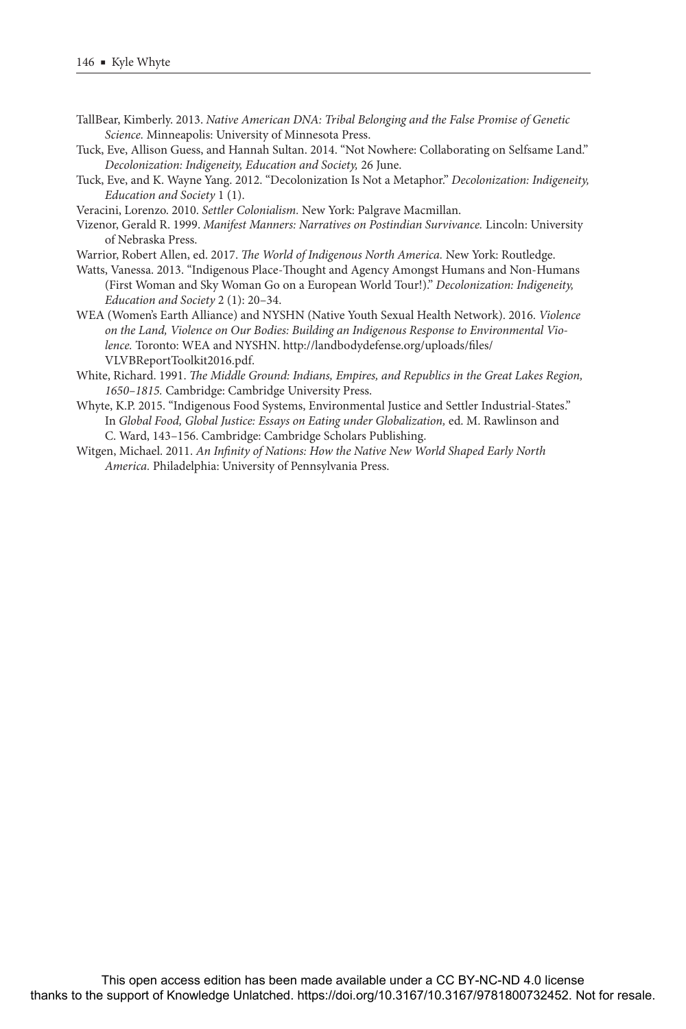TallBear, Kimberly. 2013. *Native American DNA: Tribal Belonging and the False Promise of Genetic Science.* Minneapolis: University of Minnesota Press.

Tuck, Eve, Allison Guess, and Hannah Sultan. 2014. "Not Nowhere: Collaborating on Selfsame Land." *Decolonization: Indigeneity, Education and Society,* 26 June.

Tuck, Eve, and K. Wayne Yang. 2012. "Decolonization Is Not a Metaphor." *Decolonization: Indigeneity, Education and Society* 1 (1).

Veracini, Lorenzo. 2010. *Settler Colonialism.* New York: Palgrave Macmillan.

Vizenor, Gerald R. 1999. *Manifest Manners: Narratives on Postindian Survivance.* Lincoln: University of Nebraska Press.

Warrior, Robert Allen, ed. 2017. *The World of Indigenous North America.* New York: Routledge.

Watts, Vanessa. 2013. "Indigenous Place-Thought and Agency Amongst Humans and Non-Humans (First Woman and Sky Woman Go on a European World Tour!)." *Decolonization: Indigeneity, Education and Society* 2 (1): 20–34.

WEA (Women's Earth Alliance) and NYSHN (Native Youth Sexual Health Network). 2016. *Violence on the Land, Violence on Our Bodies: Building an Indigenous Response to Environmental Violence.* Toronto: WEA and NYSHN. http://landbodydefense.org/uploads/files/VLVBReportToolkit2016.pdf.

White, Richard. 1991. *The Middle Ground: Indians, Empires, and Republics in the Great Lakes Region, 1650–1815.* Cambridge: Cambridge University Press.

Whyte, K.P. 2015. "Indigenous Food Systems, Environmental Justice and Settler Industrial-States." In *Global Food, Global Justice: Essays on Eating under Globalization,* ed. M. Rawlinson and C. Ward, 143–156. Cambridge: Cambridge Scholars Publishing.

Witgen, Michael. 2011. *An Infinity of Nations: How the Native New World Shaped Early North America.* Philadelphia: University of Pennsylvania Press.

This open access edition has been made available under a CC BY-NC-ND 4.0 license thanks to the support of Knowledge Unlatched. https://doi.org/10.3167/10.3167/9781800732452. Not for resale.